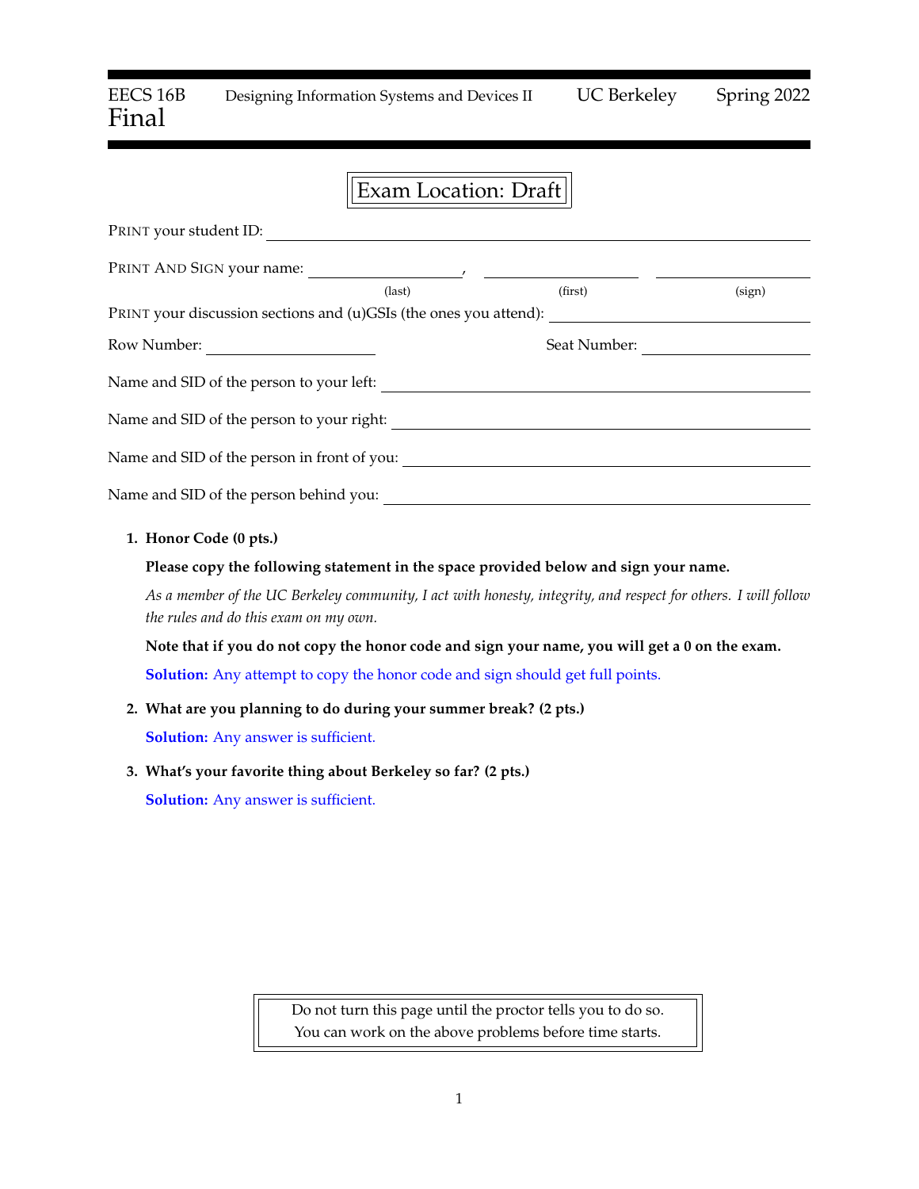EECS 16B Designing Information Systems and Devices II UC Berkeley Spring 2022

# Final

**Exam Location: Draft**

PRINT your student ID: ______________________________

PRINT AND SIGN your name: ______________, ______________ ______________
(last) (first) (sign)

PRINT your discussion sections and (u)GSIs (the ones you attend): ______________________________

Row Number: ______________ Seat Number: ______________

Name and SID of the person to your left: ______________________________

Name and SID of the person to your right: ______________________________

Name and SID of the person in front of you: ______________________________

Name and SID of the person behind you: ______________________________

1. **Honor Code (0 pts.)**

   **Please copy the following statement in the space provided below and sign your name.**

   *As a member of the UC Berkeley community, I act with honesty, integrity, and respect for others. I will follow the rules and do this exam on my own.*

   **Note that if you do not copy the honor code and sign your name, you will get a 0 on the exam.**

   **Solution:** Any attempt to copy the honor code and sign should get full points.

2. **What are you planning to do during your summer break? (2 pts.)**

   **Solution:** Any answer is sufficient.

3. **What's your favorite thing about Berkeley so far? (2 pts.)**

   **Solution:** Any answer is sufficient.

Do not turn this page until the proctor tells you to do so.
You can work on the above problems before time starts.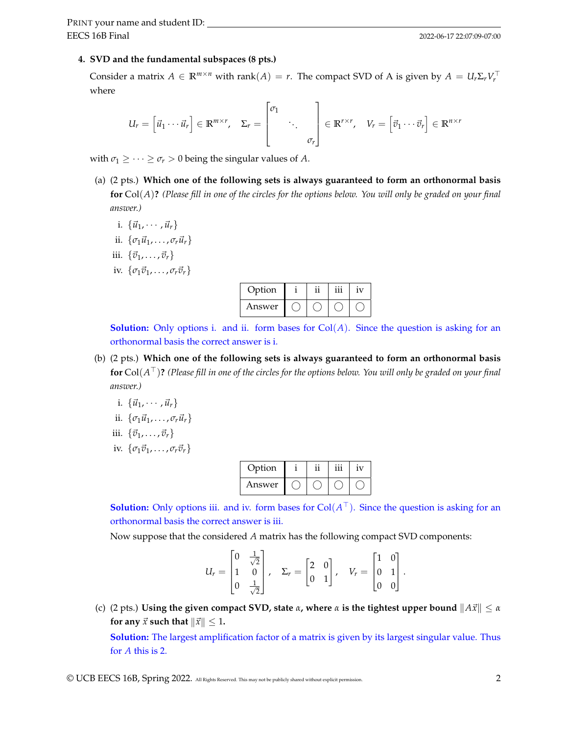## 4. SVD and the fundamental subspaces (8 pts.)

Consider a matrix $A \in \mathbb{R}^{m \times n}$ with $\text{rank}(A) = r$. The compact SVD of A is given by $A = U_r \Sigma_r V_r^\top$ where

$$U_r = \begin{bmatrix} \vec{u}_1 \cdots \vec{u}_r \end{bmatrix} \in \mathbb{R}^{m \times r}, \quad \Sigma_r = \begin{bmatrix} \sigma_1 & & \\ & \ddots & \\ & & \sigma_r \end{bmatrix} \in \mathbb{R}^{r \times r}, \quad V_r = \begin{bmatrix} \vec{v}_1 \cdots \vec{v}_r \end{bmatrix} \in \mathbb{R}^{n \times r}$$

with $\sigma_1 \geq \cdots \geq \sigma_r > 0$ being the singular values of $A$.

(a) (2 pts.) **Which one of the following sets is always guaranteed to form an orthonormal basis for** $\text{Col}(A)$**?** *(Please fill in one of the circles for the options below. You will only be graded on your final answer.)*

i. $\{\vec{u}_1, \cdots, \vec{u}_r\}$

ii. $\{\sigma_1 \vec{u}_1, \ldots, \sigma_r \vec{u}_r\}$

iii. $\{\vec{v}_1, \ldots, \vec{v}_r\}$

iv. $\{\sigma_1 \vec{v}_1, \ldots, \sigma_r \vec{v}_r\}$

| Option | i | ii | iii | iv |
|---|---|---|---|---|
| Answer | ○ | ○ | ○ | ○ |

**Solution:** Only options i. and ii. form bases for $\text{Col}(A)$. Since the question is asking for an orthonormal basis the correct answer is i.

(b) (2 pts.) **Which one of the following sets is always guaranteed to form an orthonormal basis for** $\text{Col}(A^\top)$**?** *(Please fill in one of the circles for the options below. You will only be graded on your final answer.)*

i. $\{\vec{u}_1, \cdots, \vec{u}_r\}$

ii. $\{\sigma_1 \vec{u}_1, \ldots, \sigma_r \vec{u}_r\}$

iii. $\{\vec{v}_1, \ldots, \vec{v}_r\}$

iv. $\{\sigma_1 \vec{v}_1, \ldots, \sigma_r \vec{v}_r\}$

| Option | i | ii | iii | iv |
|---|---|---|---|---|
| Answer | ○ | ○ | ○ | ○ |

**Solution:** Only options iii. and iv. form bases for $\text{Col}(A^\top)$. Since the question is asking for an orthonormal basis the correct answer is iii.

Now suppose that the considered $A$ matrix has the following compact SVD components:

$$U_r = \begin{bmatrix} 0 & \frac{1}{\sqrt{2}} \\ 1 & 0 \\ 0 & \frac{1}{\sqrt{2}} \end{bmatrix}, \quad \Sigma_r = \begin{bmatrix} 2 & 0 \\ 0 & 1 \end{bmatrix}, \quad V_r = \begin{bmatrix} 1 & 0 \\ 0 & 1 \\ 0 & 0 \end{bmatrix}.$$

(c) (2 pts.) **Using the given compact SVD, state** $\alpha$**, where** $\alpha$ **is the tightest upper bound** $\|A\vec{x}\| \leq \alpha$ **for any** $\vec{x}$ **such that** $\|\vec{x}\| \leq 1$**.**

**Solution:** The largest amplification factor of a matrix is given by its largest singular value. Thus for $A$ this is 2.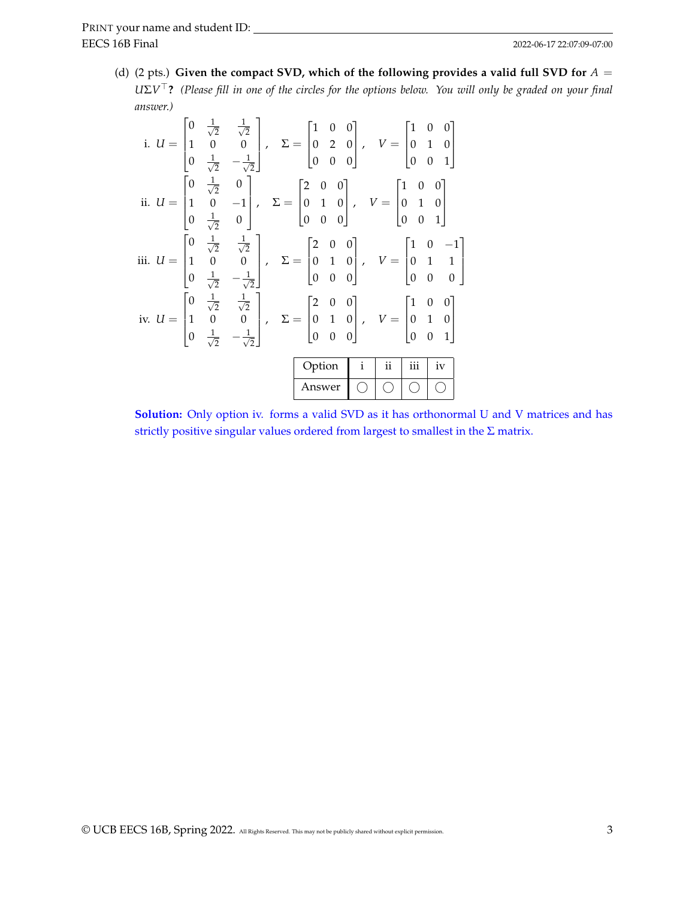(d) (2 pts.) **Given the compact SVD, which of the following provides a valid full SVD for $A = U\Sigma V^\top$?** *(Please fill in one of the circles for the options below. You will only be graded on your final answer.)*

i. $U = \begin{bmatrix} 0 & \frac{1}{\sqrt{2}} & \frac{1}{\sqrt{2}} \\ 1 & 0 & 0 \\ 0 & \frac{1}{\sqrt{2}} & -\frac{1}{\sqrt{2}} \end{bmatrix}, \quad \Sigma = \begin{bmatrix} 1 & 0 & 0 \\ 0 & 2 & 0 \\ 0 & 0 & 0 \end{bmatrix}, \quad V = \begin{bmatrix} 1 & 0 & 0 \\ 0 & 1 & 0 \\ 0 & 0 & 1 \end{bmatrix}$

ii. $U = \begin{bmatrix} 0 & \frac{1}{\sqrt{2}} & 0 \\ 1 & 0 & -1 \\ 0 & \frac{1}{\sqrt{2}} & 0 \end{bmatrix}, \quad \Sigma = \begin{bmatrix} 2 & 0 & 0 \\ 0 & 1 & 0 \\ 0 & 0 & 0 \end{bmatrix}, \quad V = \begin{bmatrix} 1 & 0 & 0 \\ 0 & 1 & 0 \\ 0 & 0 & 1 \end{bmatrix}$

iii. $U = \begin{bmatrix} 0 & \frac{1}{\sqrt{2}} & \frac{1}{\sqrt{2}} \\ 1 & 0 & 0 \\ 0 & \frac{1}{\sqrt{2}} & -\frac{1}{\sqrt{2}} \end{bmatrix}, \quad \Sigma = \begin{bmatrix} 2 & 0 & 0 \\ 0 & 1 & 0 \\ 0 & 0 & 0 \end{bmatrix}, \quad V = \begin{bmatrix} 1 & 0 & -1 \\ 0 & 1 & 1 \\ 0 & 0 & 0 \end{bmatrix}$

iv. $U = \begin{bmatrix} 0 & \frac{1}{\sqrt{2}} & \frac{1}{\sqrt{2}} \\ 1 & 0 & 0 \\ 0 & \frac{1}{\sqrt{2}} & -\frac{1}{\sqrt{2}} \end{bmatrix}, \quad \Sigma = \begin{bmatrix} 2 & 0 & 0 \\ 0 & 1 & 0 \\ 0 & 0 & 0 \end{bmatrix}, \quad V = \begin{bmatrix} 1 & 0 & 0 \\ 0 & 1 & 0 \\ 0 & 0 & 1 \end{bmatrix}$

| Option | i | ii | iii | iv |
|---|---|---|---|---|
| Answer | ◯ | ◯ | ◯ | ◯ |

**Solution:** Only option iv. forms a valid SVD as it has orthonormal U and V matrices and has strictly positive singular values ordered from largest to smallest in the $\Sigma$ matrix.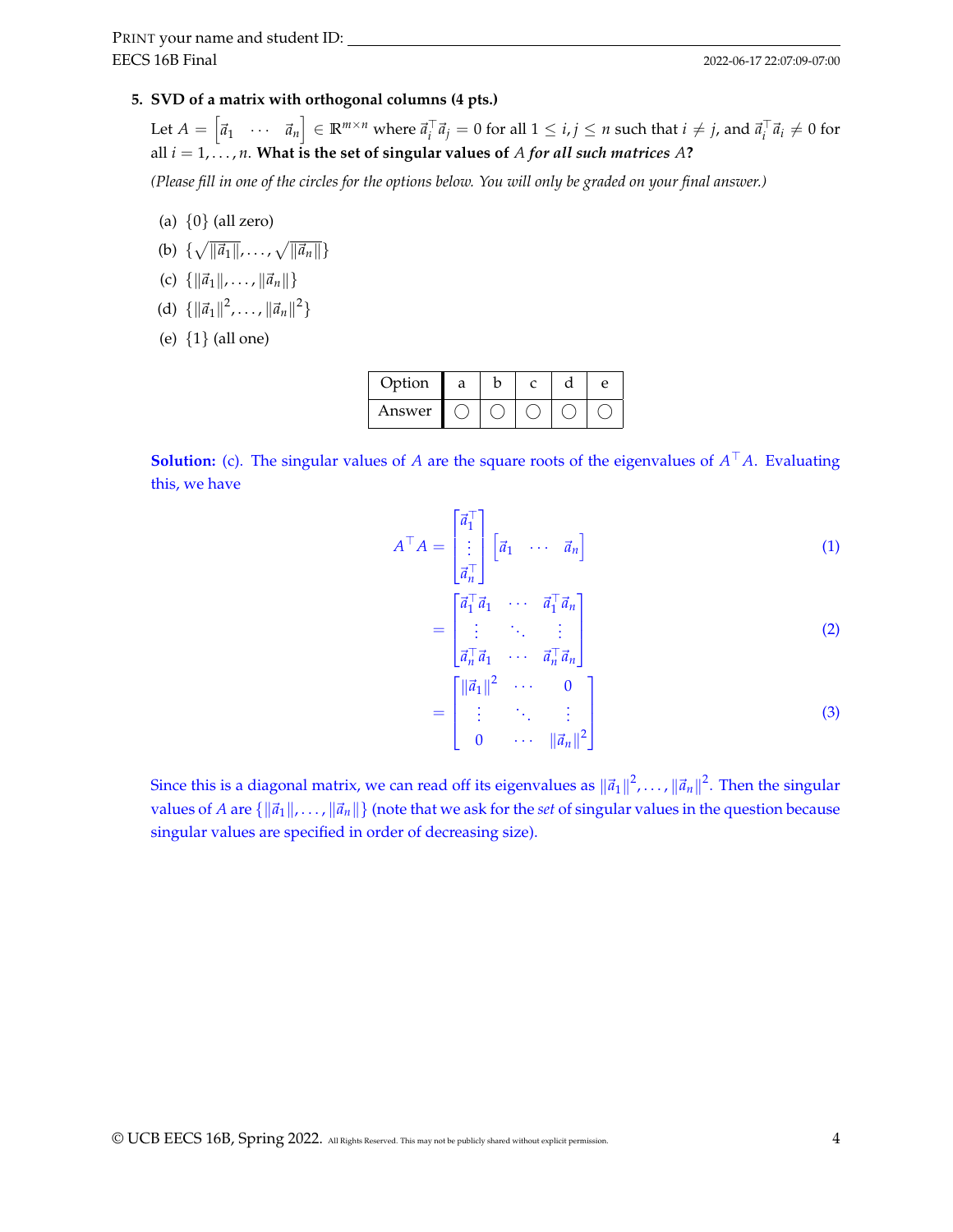**5. SVD of a matrix with orthogonal columns (4 pts.)**

Let $A = \begin{bmatrix} \vec{a}_1 & \cdots & \vec{a}_n \end{bmatrix} \in \mathbb{R}^{m \times n}$ where $\vec{a}_i^\top \vec{a}_j = 0$ for all $1 \leq i, j \leq n$ such that $i \neq j$, and $\vec{a}_i^\top \vec{a}_i \neq 0$ for all $i = 1, \ldots, n$. **What is the set of singular values of** $A$ ***for all such matrices*** $A$**?**

*(Please fill in one of the circles for the options below. You will only be graded on your final answer.)*

(a) $\{0\}$ (all zero)

(b) $\{\sqrt{\|\vec{a}_1\|}, \ldots, \sqrt{\|\vec{a}_n\|}\}$

(c) $\{\|\vec{a}_1\|, \ldots, \|\vec{a}_n\|\}$

(d) $\{\|\vec{a}_1\|^2, \ldots, \|\vec{a}_n\|^2\}$

(e) $\{1\}$ (all one)

| Option | a | b | c | d | e |
|---|---|---|---|---|---|
| Answer | ◯ | ◯ | ◯ | ◯ | ◯ |

**Solution:** (c). The singular values of $A$ are the square roots of the eigenvalues of $A^\top A$. Evaluating this, we have

$$A^\top A = \begin{bmatrix} \vec{a}_1^\top \\ \vdots \\ \vec{a}_n^\top \end{bmatrix} \begin{bmatrix} \vec{a}_1 & \cdots & \vec{a}_n \end{bmatrix} \tag{1}$$

$$= \begin{bmatrix} \vec{a}_1^\top \vec{a}_1 & \cdots & \vec{a}_1^\top \vec{a}_n \\ \vdots & \ddots & \vdots \\ \vec{a}_n^\top \vec{a}_1 & \cdots & \vec{a}_n^\top \vec{a}_n \end{bmatrix} \tag{2}$$

$$= \begin{bmatrix} \|\vec{a}_1\|^2 & \cdots & 0 \\ \vdots & \ddots & \vdots \\ 0 & \cdots & \|\vec{a}_n\|^2 \end{bmatrix} \tag{3}$$

Since this is a diagonal matrix, we can read off its eigenvalues as $\|\vec{a}_1\|^2, \ldots, \|\vec{a}_n\|^2$. Then the singular values of $A$ are $\{\|\vec{a}_1\|, \ldots, \|\vec{a}_n\|\}$ (note that we ask for the *set* of singular values in the question because singular values are specified in order of decreasing size).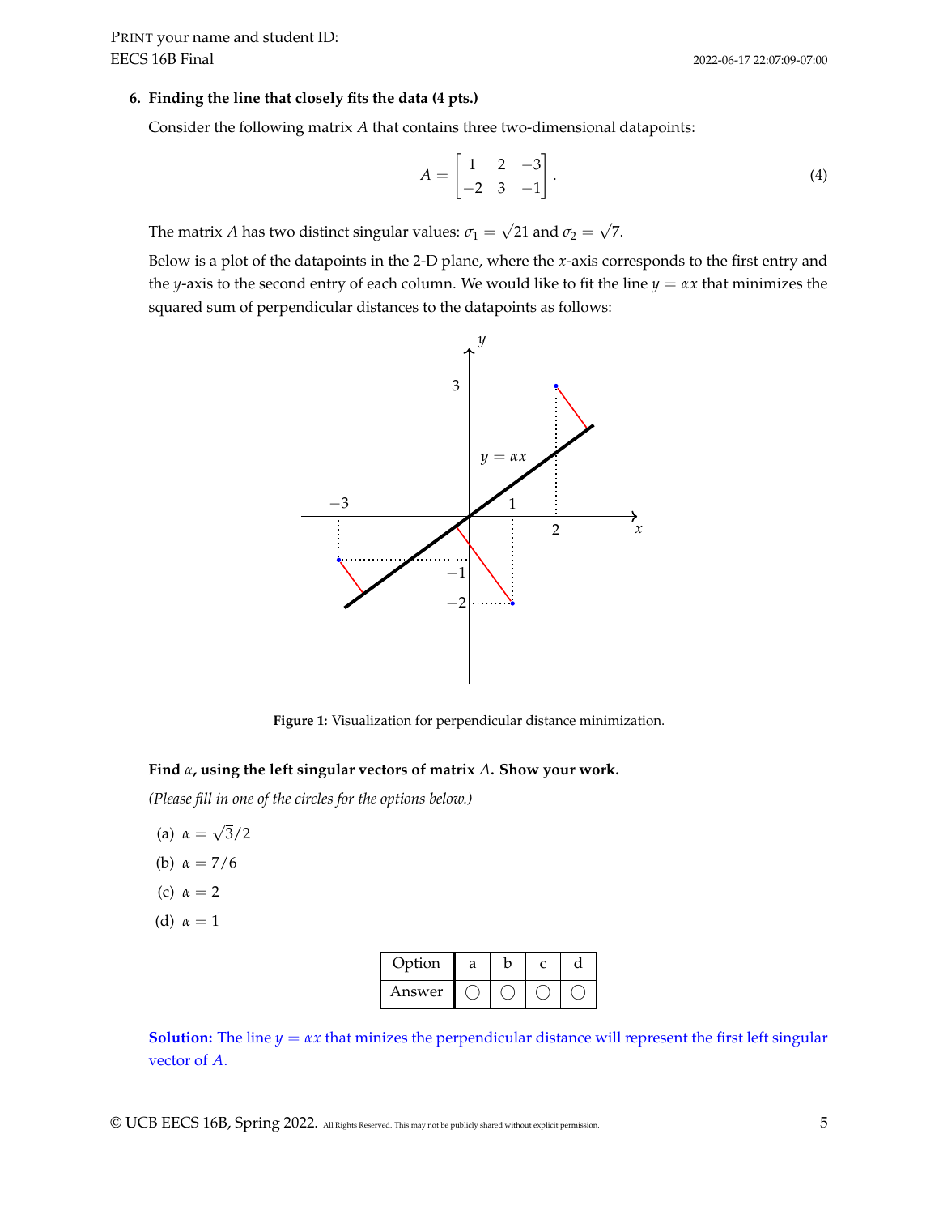**6. Finding the line that closely fits the data (4 pts.)**

Consider the following matrix $A$ that contains three two-dimensional datapoints:

$$A = \begin{bmatrix} 1 & 2 & -3 \\ -2 & 3 & -1 \end{bmatrix}. \tag{4}$$

The matrix $A$ has two distinct singular values: $\sigma_1 = \sqrt{21}$ and $\sigma_2 = \sqrt{7}$.

Below is a plot of the datapoints in the 2-D plane, where the $x$-axis corresponds to the first entry and the $y$-axis to the second entry of each column. We would like to fit the line $y = \alpha x$ that minimizes the squared sum of perpendicular distances to the datapoints as follows:

**Figure 1:** Visualization for perpendicular distance minimization.

**Find $\alpha$, using the left singular vectors of matrix $A$. Show your work.**

*(Please fill in one of the circles for the options below.)*

(a) $\alpha = \sqrt{3}/2$

(b) $\alpha = 7/6$

(c) $\alpha = 2$

(d) $\alpha = 1$

| Option | a | b | c | d |
|---|---|---|---|---|
| Answer | ◯ | ◯ | ◯ | ◯ |

**Solution:** The line $y = \alpha x$ that minizes the perpendicular distance will represent the first left singular vector of $A$.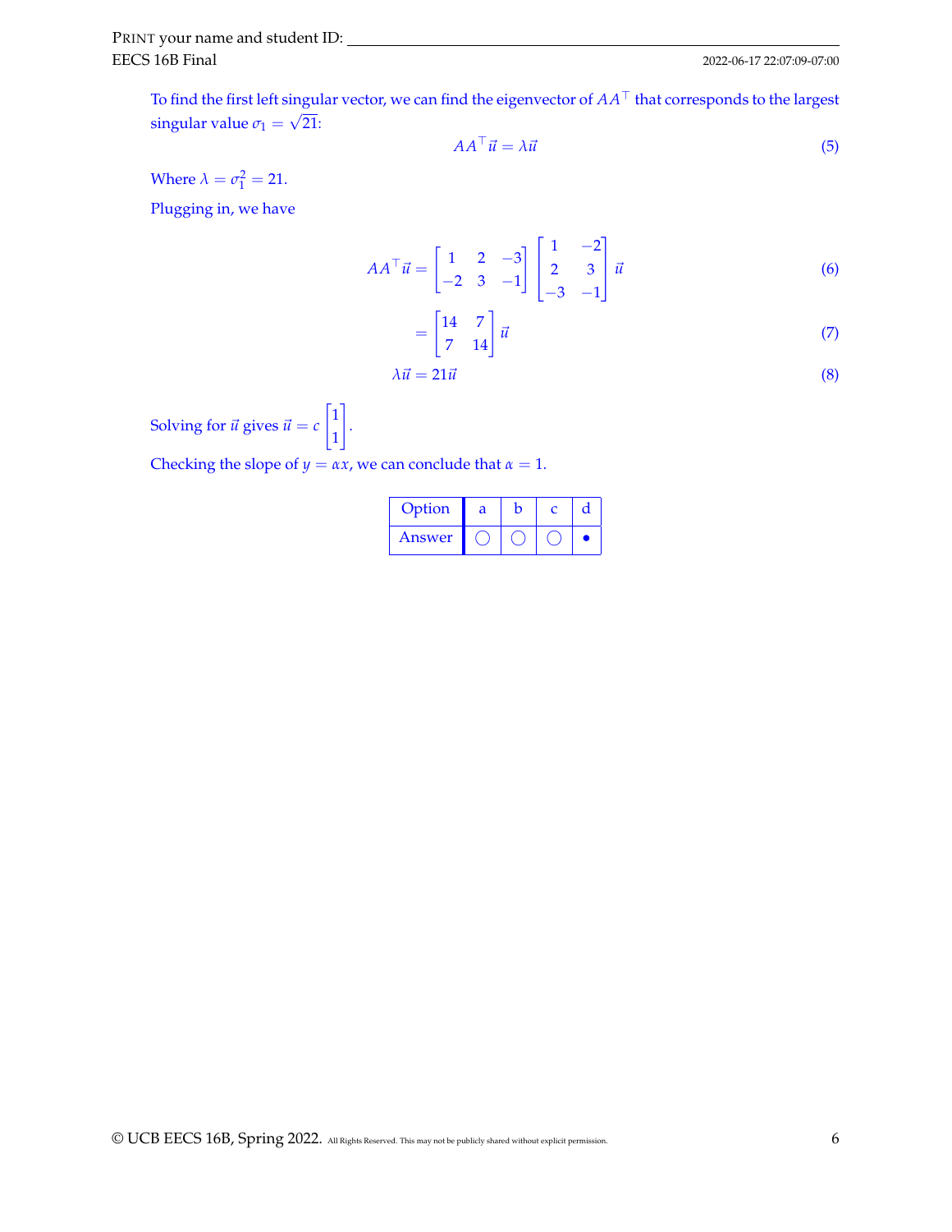To find the first left singular vector, we can find the eigenvector of $AA^\top$ that corresponds to the largest singular value $\sigma_1 = \sqrt{21}$:

$$AA^\top \vec{u} = \lambda \vec{u} \tag{5}$$

Where $\lambda = \sigma_1^2 = 21$.

Plugging in, we have

$$AA^\top \vec{u} = \begin{bmatrix} 1 & 2 & -3 \\ -2 & 3 & -1 \end{bmatrix} \begin{bmatrix} 1 & -2 \\ 2 & 3 \\ -3 & -1 \end{bmatrix} \vec{u} \tag{6}$$

$$= \begin{bmatrix} 14 & 7 \\ 7 & 14 \end{bmatrix} \vec{u} \tag{7}$$

$$\lambda \vec{u} = 21 \vec{u} \tag{8}$$

Solving for $\vec{u}$ gives $\vec{u} = c \begin{bmatrix} 1 \\ 1 \end{bmatrix}$.

Checking the slope of $y = \alpha x$, we can conclude that $\alpha = 1$.

| Option | a | b | c | d |
|---|---|---|---|---|
| Answer | ◯ | ◯ | ◯ | ● |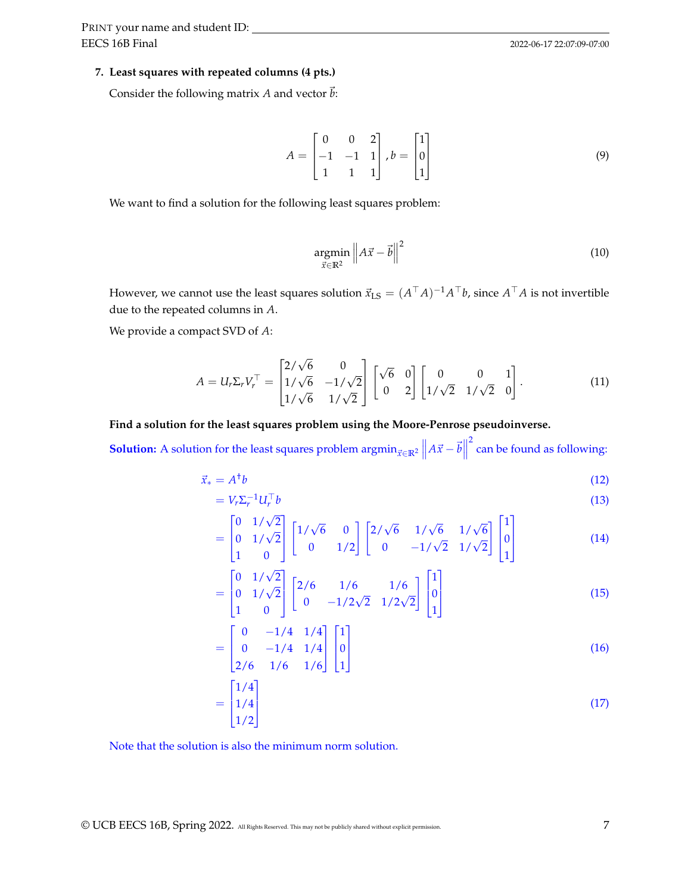**7. Least squares with repeated columns (4 pts.)**

Consider the following matrix $A$ and vector $\vec{b}$:

$$A = \begin{bmatrix} 0 & 0 & 2 \\ -1 & -1 & 1 \\ 1 & 1 & 1 \end{bmatrix}, b = \begin{bmatrix} 1 \\ 0 \\ 1 \end{bmatrix} \tag{9}$$

We want to find a solution for the following least squares problem:

$$\underset{\vec{x} \in \mathbb{R}^2}{\text{argmin}} \left\| A\vec{x} - \vec{b} \right\|^2 \tag{10}$$

However, we cannot use the least squares solution $\vec{x}_{\text{LS}} = (A^\top A)^{-1} A^\top b$, since $A^\top A$ is not invertible due to the repeated columns in $A$.

We provide a compact SVD of $A$:

$$A = U_r \Sigma_r V_r^\top = \begin{bmatrix} 2/\sqrt{6} & 0 \\ 1/\sqrt{6} & -1/\sqrt{2} \\ 1/\sqrt{6} & 1/\sqrt{2} \end{bmatrix} \begin{bmatrix} \sqrt{6} & 0 \\ 0 & 2 \end{bmatrix} \begin{bmatrix} 0 & 0 & 1 \\ 1/\sqrt{2} & 1/\sqrt{2} & 0 \end{bmatrix}. \tag{11}$$

**Find a solution for the least squares problem using the Moore-Penrose pseudoinverse.**

**Solution:** A solution for the least squares problem $\text{argmin}_{\vec{x} \in \mathbb{R}^2} \left\| A\vec{x} - \vec{b} \right\|^2$ can be found as following:

$$\vec{x}_* = A^\dagger b \tag{12}$$

$$= V_r \Sigma_r^{-1} U_r^\top b \tag{13}$$

$$= \begin{bmatrix} 0 & 1/\sqrt{2} \\ 0 & 1/\sqrt{2} \\ 1 & 0 \end{bmatrix} \begin{bmatrix} 1/\sqrt{6} & 0 \\ 0 & 1/2 \end{bmatrix} \begin{bmatrix} 2/\sqrt{6} & 1/\sqrt{6} & 1/\sqrt{6} \\ 0 & -1/\sqrt{2} & 1/\sqrt{2} \end{bmatrix} \begin{bmatrix} 1 \\ 0 \\ 1 \end{bmatrix} \tag{14}$$

$$= \begin{bmatrix} 0 & 1/\sqrt{2} \\ 0 & 1/\sqrt{2} \\ 1 & 0 \end{bmatrix} \begin{bmatrix} 2/6 & 1/6 & 1/6 \\ 0 & -1/2\sqrt{2} & 1/2\sqrt{2} \end{bmatrix} \begin{bmatrix} 1 \\ 0 \\ 1 \end{bmatrix} \tag{15}$$

$$= \begin{bmatrix} 0 & -1/4 & 1/4 \\ 0 & -1/4 & 1/4 \\ 2/6 & 1/6 & 1/6 \end{bmatrix} \begin{bmatrix} 1 \\ 0 \\ 1 \end{bmatrix} \tag{16}$$

$$= \begin{bmatrix} 1/4 \\ 1/4 \\ 1/2 \end{bmatrix} \tag{17}$$

Note that the solution is also the minimum norm solution.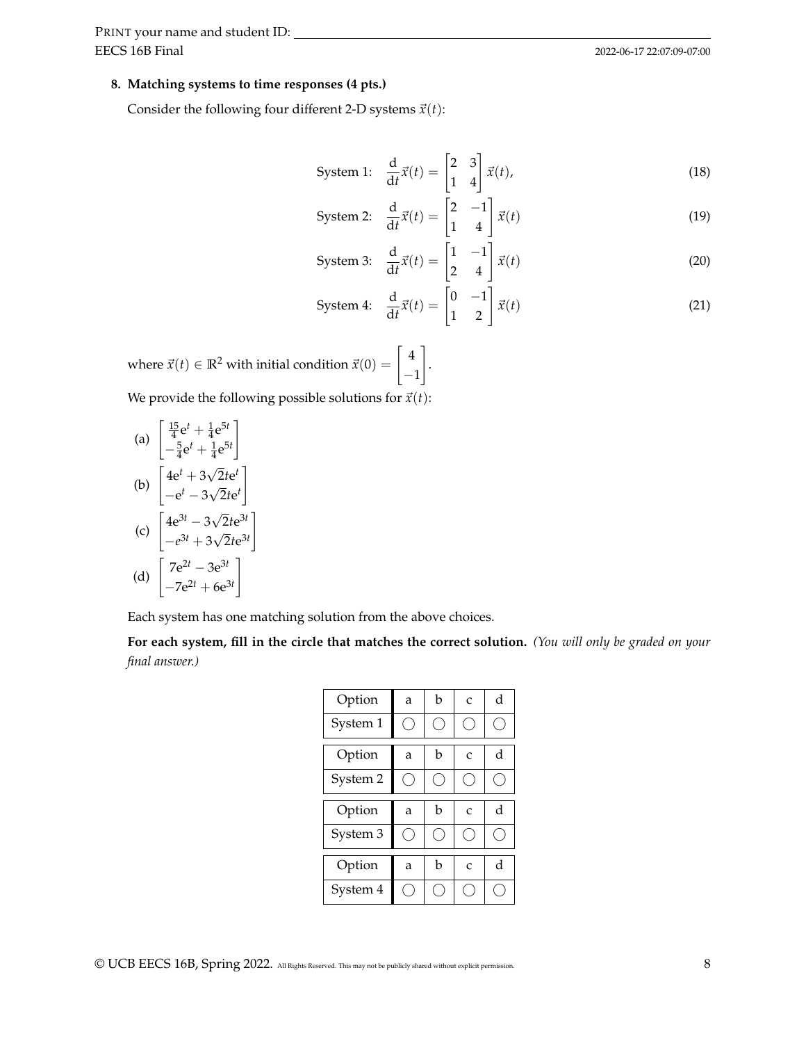**8. Matching systems to time responses (4 pts.)**

Consider the following four different 2-D systems $\vec{x}(t)$:

$$\text{System 1:} \quad \frac{\mathrm{d}}{\mathrm{d}t}\vec{x}(t) = \begin{bmatrix} 2 & 3 \\ 1 & 4 \end{bmatrix} \vec{x}(t), \tag{18}$$

$$\text{System 2:} \quad \frac{\mathrm{d}}{\mathrm{d}t}\vec{x}(t) = \begin{bmatrix} 2 & -1 \\ 1 & 4 \end{bmatrix} \vec{x}(t) \tag{19}$$

$$\text{System 3:} \quad \frac{\mathrm{d}}{\mathrm{d}t}\vec{x}(t) = \begin{bmatrix} 1 & -1 \\ 2 & 4 \end{bmatrix} \vec{x}(t) \tag{20}$$

$$\text{System 4:} \quad \frac{\mathrm{d}}{\mathrm{d}t}\vec{x}(t) = \begin{bmatrix} 0 & -1 \\ 1 & 2 \end{bmatrix} \vec{x}(t) \tag{21}$$

where $\vec{x}(t) \in \mathbb{R}^2$ with initial condition $\vec{x}(0) = \begin{bmatrix} 4 \\ -1 \end{bmatrix}$.

We provide the following possible solutions for $\vec{x}(t)$:

(a) $\begin{bmatrix} \frac{15}{4}\mathrm{e}^{t} + \frac{1}{4}\mathrm{e}^{5t} \\ -\frac{5}{4}\mathrm{e}^{t} + \frac{1}{4}\mathrm{e}^{5t} \end{bmatrix}$

(b) $\begin{bmatrix} 4\mathrm{e}^{t} + 3\sqrt{2}t\mathrm{e}^{t} \\ -\mathrm{e}^{t} - 3\sqrt{2}t\mathrm{e}^{t} \end{bmatrix}$

(c) $\begin{bmatrix} 4\mathrm{e}^{3t} - 3\sqrt{2}t\mathrm{e}^{3t} \\ -e^{3t} + 3\sqrt{2}t\mathrm{e}^{3t} \end{bmatrix}$

(d) $\begin{bmatrix} 7\mathrm{e}^{2t} - 3\mathrm{e}^{3t} \\ -7\mathrm{e}^{2t} + 6\mathrm{e}^{3t} \end{bmatrix}$

Each system has one matching solution from the above choices.

**For each system, fill in the circle that matches the correct solution.** *(You will only be graded on your final answer.)*

| Option | a | b | c | d |
|---|---|---|---|---|
| System 1 | ◯ | ◯ | ◯ | ◯ |

| Option | a | b | c | d |
|---|---|---|---|---|
| System 2 | ◯ | ◯ | ◯ | ◯ |

| Option | a | b | c | d |
|---|---|---|---|---|
| System 3 | ◯ | ◯ | ◯ | ◯ |

| Option | a | b | c | d |
|---|---|---|---|---|
| System 4 | ◯ | ◯ | ◯ | ◯ |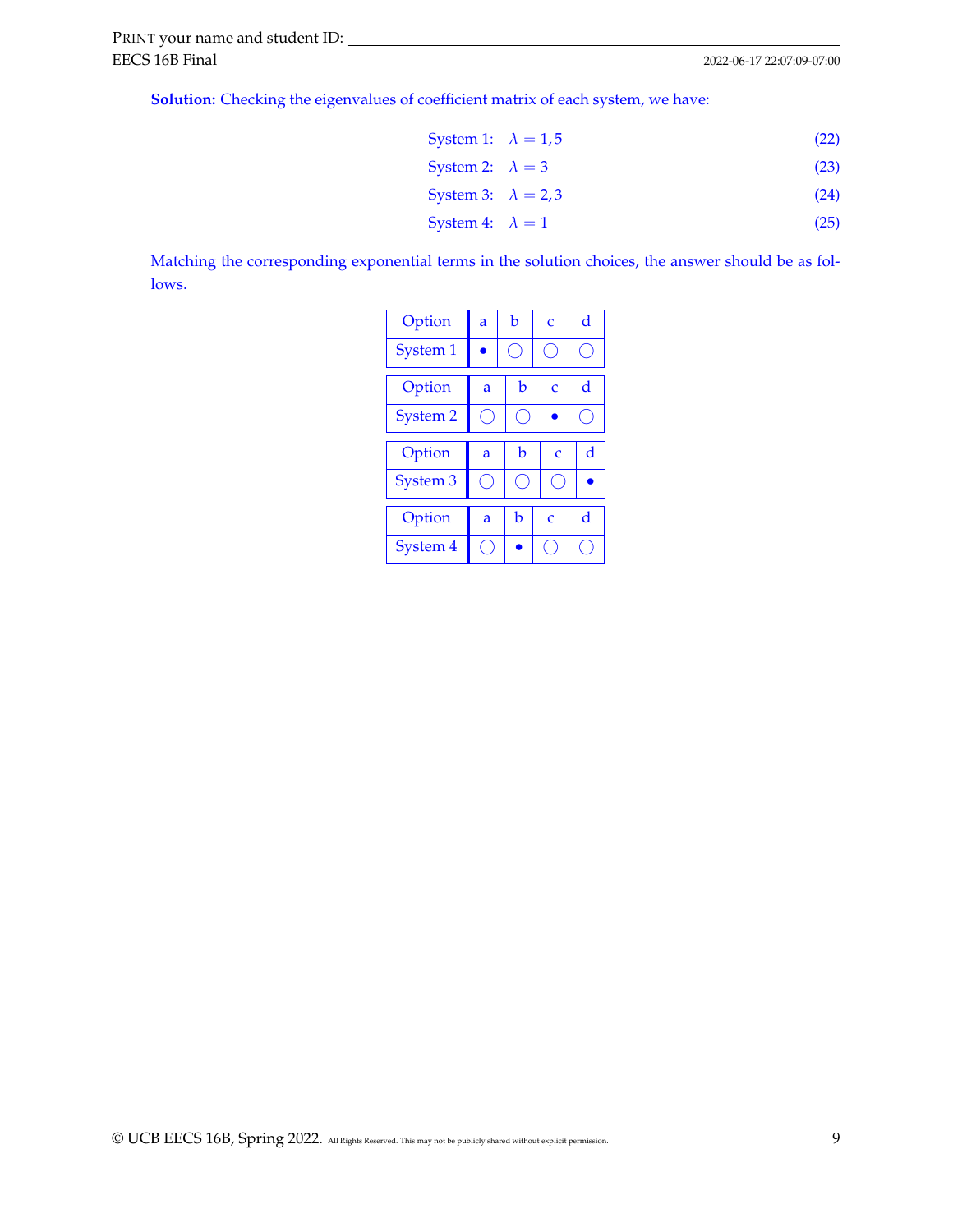**Solution:** Checking the eigenvalues of coefficient matrix of each system, we have:

$$\text{System 1:} \quad \lambda = 1, 5 \tag{22}$$

$$\text{System 2:} \quad \lambda = 3 \tag{23}$$

$$\text{System 3:} \quad \lambda = 2, 3 \tag{24}$$

$$\text{System 4:} \quad \lambda = 1 \tag{25}$$

Matching the corresponding exponential terms in the solution choices, the answer should be as follows.

| Option | a | b | c | d |
|---|---|---|---|---|
| System 1 | ● | ◯ | ◯ | ◯ |

| Option | a | b | c | d |
|---|---|---|---|---|
| System 2 | ◯ | ◯ | ● | ◯ |

| Option | a | b | c | d |
|---|---|---|---|---|
| System 3 | ◯ | ◯ | ◯ | ● |

| Option | a | b | c | d |
|---|---|---|---|---|
| System 4 | ◯ | ● | ◯ | ◯ |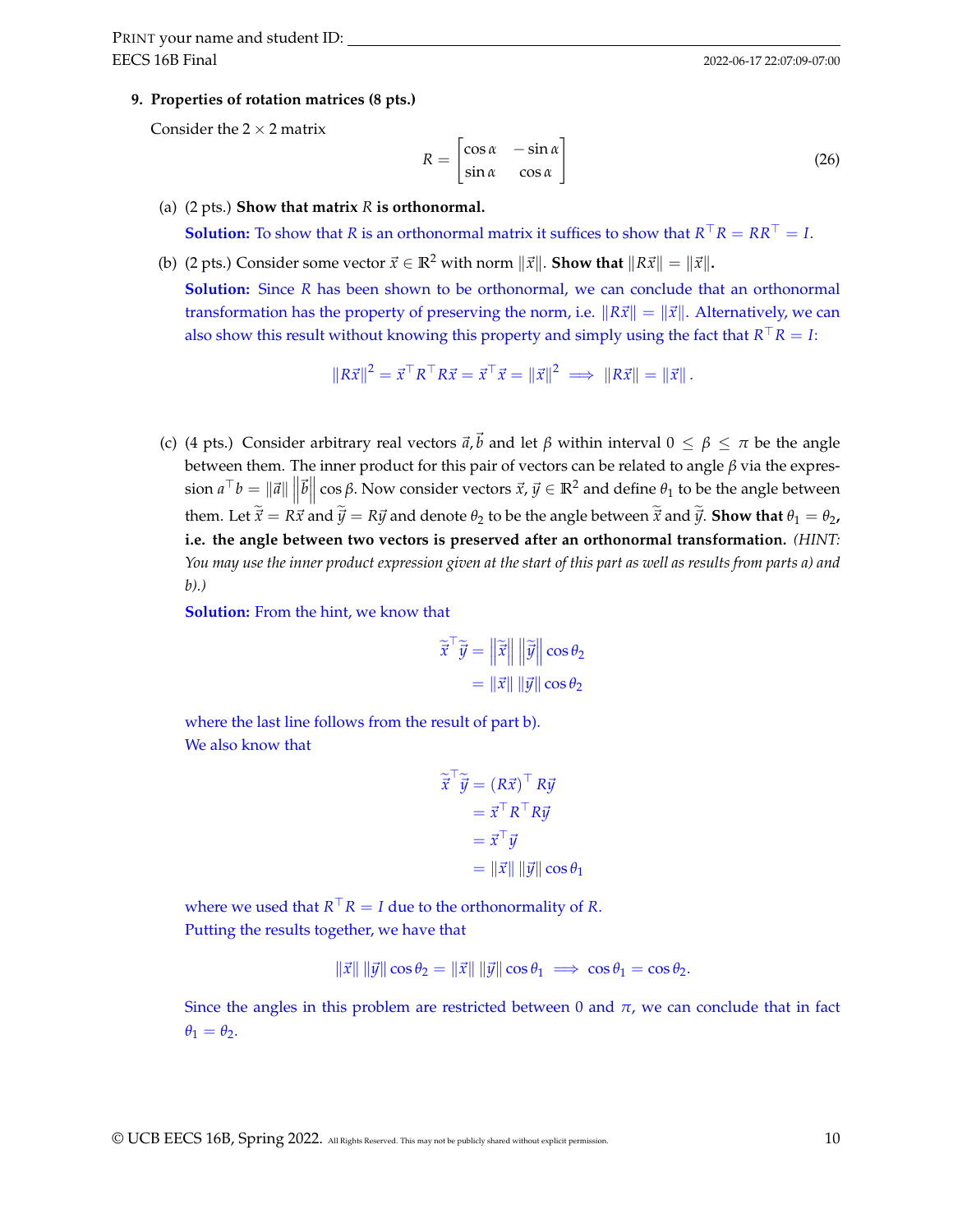**9. Properties of rotation matrices (8 pts.)**

Consider the $2 \times 2$ matrix

$$R = \begin{bmatrix} \cos\alpha & -\sin\alpha \\ \sin\alpha & \cos\alpha \end{bmatrix} \tag{26}$$

(a) (2 pts.) **Show that matrix $R$ is orthonormal.**

**Solution:** To show that $R$ is an orthonormal matrix it suffices to show that $R^\top R = RR^\top = I$.

(b) (2 pts.) Consider some vector $\vec{x} \in \mathbb{R}^2$ with norm $\|\vec{x}\|$. **Show that $\|R\vec{x}\| = \|\vec{x}\|$.**

**Solution:** Since $R$ has been shown to be orthonormal, we can conclude that an orthonormal transformation has the property of preserving the norm, i.e. $\|R\vec{x}\| = \|\vec{x}\|$. Alternatively, we can also show this result without knowing this property and simply using the fact that $R^\top R = I$:

$$\|R\vec{x}\|^2 = \vec{x}^\top R^\top R\vec{x} = \vec{x}^\top \vec{x} = \|\vec{x}\|^2 \implies \|R\vec{x}\| = \|\vec{x}\|.$$

(c) (4 pts.) Consider arbitrary real vectors $\vec{a}, \vec{b}$ and let $\beta$ within interval $0 \leq \beta \leq \pi$ be the angle between them. The inner product for this pair of vectors can be related to angle $\beta$ via the expression $a^\top b = \|\vec{a}\| \left\|\vec{b}\right\| \cos\beta$. Now consider vectors $\vec{x}, \vec{y} \in \mathbb{R}^2$ and define $\theta_1$ to be the angle between them. Let $\widetilde{\vec{x}} = R\vec{x}$ and $\widetilde{\vec{y}} = R\vec{y}$ and denote $\theta_2$ to be the angle between $\widetilde{\vec{x}}$ and $\widetilde{\vec{y}}$. **Show that $\theta_1 = \theta_2$, i.e. the angle between two vectors is preserved after an orthonormal transformation.** *(HINT: You may use the inner product expression given at the start of this part as well as results from parts a) and b).)*

**Solution:** From the hint, we know that

$$\begin{aligned}
\widetilde{\vec{x}}^\top \widetilde{\vec{y}} &= \left\|\widetilde{\vec{x}}\right\| \left\|\widetilde{\vec{y}}\right\| \cos\theta_2 \\
&= \|\vec{x}\| \, \|\vec{y}\| \cos\theta_2
\end{aligned}$$

where the last line follows from the result of part b).
We also know that

$$\begin{aligned}
\widetilde{\vec{x}}^\top \widetilde{\vec{y}} &= (R\vec{x})^\top R\vec{y} \\
&= \vec{x}^\top R^\top R\vec{y} \\
&= \vec{x}^\top \vec{y} \\
&= \|\vec{x}\| \, \|\vec{y}\| \cos\theta_1
\end{aligned}$$

where we used that $R^\top R = I$ due to the orthonormality of $R$.
Putting the results together, we have that

$$\|\vec{x}\| \, \|\vec{y}\| \cos\theta_2 = \|\vec{x}\| \, \|\vec{y}\| \cos\theta_1 \implies \cos\theta_1 = \cos\theta_2.$$

Since the angles in this problem are restricted between $0$ and $\pi$, we can conclude that in fact $\theta_1 = \theta_2$.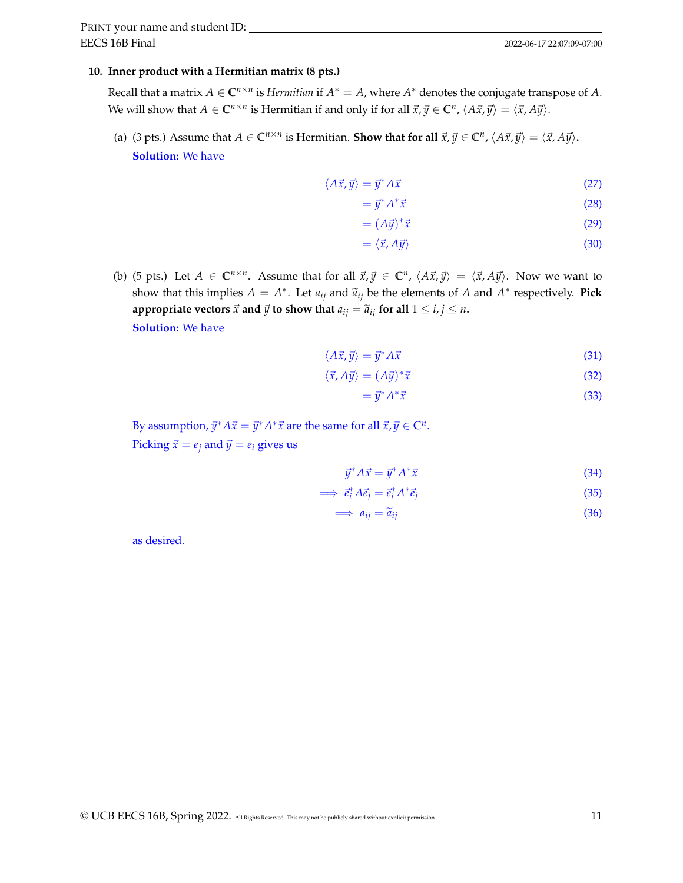**10. Inner product with a Hermitian matrix (8 pts.)**

Recall that a matrix $A \in \mathbb{C}^{n\times n}$ is *Hermitian* if $A^* = A$, where $A^*$ denotes the conjugate transpose of $A$. We will show that $A \in \mathbb{C}^{n\times n}$ is Hermitian if and only if for all $\vec{x}, \vec{y} \in \mathbb{C}^n$, $\langle A\vec{x}, \vec{y}\rangle = \langle \vec{x}, A\vec{y}\rangle$.

(a) (3 pts.) Assume that $A \in \mathbb{C}^{n\times n}$ is Hermitian. **Show that for all $\vec{x}, \vec{y} \in \mathbb{C}^n$, $\langle A\vec{x}, \vec{y}\rangle = \langle \vec{x}, A\vec{y}\rangle$.**

**Solution:** We have

$$\begin{aligned}
\langle A\vec{x}, \vec{y}\rangle &= \vec{y}^* A\vec{x} &(27)\\
&= \vec{y}^* A^* \vec{x} &(28)\\
&= (A\vec{y})^* \vec{x} &(29)\\
&= \langle \vec{x}, A\vec{y}\rangle &(30)
\end{aligned}$$

(b) (5 pts.) Let $A \in \mathbb{C}^{n\times n}$. Assume that for all $\vec{x}, \vec{y} \in \mathbb{C}^n$, $\langle A\vec{x}, \vec{y}\rangle = \langle \vec{x}, A\vec{y}\rangle$. Now we want to show that this implies $A = A^*$. Let $a_{ij}$ and $\widetilde{a}_{ij}$ be the elements of $A$ and $A^*$ respectively. **Pick appropriate vectors $\vec{x}$ and $\vec{y}$ to show that $a_{ij} = \widetilde{a}_{ij}$ for all $1 \leq i, j \leq n$.**

**Solution:** We have

$$\begin{aligned}
\langle A\vec{x}, \vec{y}\rangle &= \vec{y}^* A\vec{x} &(31)\\
\langle \vec{x}, A\vec{y}\rangle &= (A\vec{y})^* \vec{x} &(32)\\
&= \vec{y}^* A^* \vec{x} &(33)
\end{aligned}$$

By assumption, $\vec{y}^* A\vec{x} = \vec{y}^* A^* \vec{x}$ are the same for all $\vec{x}, \vec{y} \in \mathbb{C}^n$.

Picking $\vec{x} = e_j$ and $\vec{y} = e_i$ gives us

$$\begin{aligned}
\vec{y}^* A\vec{x} &= \vec{y}^* A^* \vec{x} &(34)\\
\implies \vec{e}_i^* A\vec{e}_j &= \vec{e}_i^* A^* \vec{e}_j &(35)\\
\implies a_{ij} &= \widetilde{a}_{ij} &(36)
\end{aligned}$$

as desired.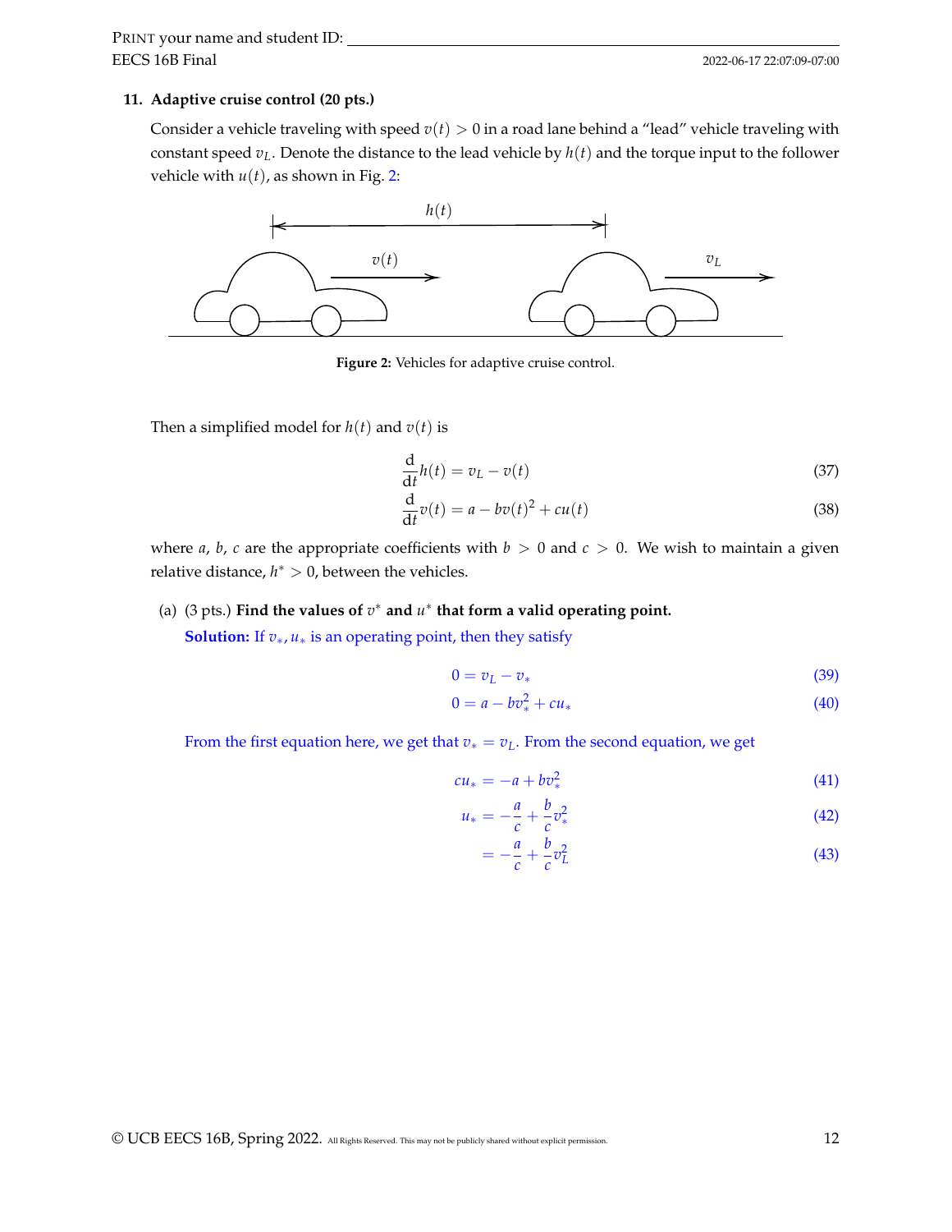**11. Adaptive cruise control (20 pts.)**

Consider a vehicle traveling with speed $v(t) > 0$ in a road lane behind a "lead" vehicle traveling with constant speed $v_L$. Denote the distance to the lead vehicle by $h(t)$ and the torque input to the follower vehicle with $u(t)$, as shown in Fig. 2:

**Figure 2:** Vehicles for adaptive cruise control.

Then a simplified model for $h(t)$ and $v(t)$ is

$$\frac{\mathrm{d}}{\mathrm{d}t}h(t) = v_L - v(t) \tag{37}$$

$$\frac{\mathrm{d}}{\mathrm{d}t}v(t) = a - bv(t)^2 + cu(t) \tag{38}$$

where $a$, $b$, $c$ are the appropriate coefficients with $b > 0$ and $c > 0$. We wish to maintain a given relative distance, $h^* > 0$, between the vehicles.

(a) (3 pts.) **Find the values of $v^*$ and $u^*$ that form a valid operating point.**

**Solution:** If $v_*, u_*$ is an operating point, then they satisfy

$$0 = v_L - v_* \tag{39}$$

$$0 = a - bv_*^2 + cu_* \tag{40}$$

From the first equation here, we get that $v_* = v_L$. From the second equation, we get

$$cu_* = -a + bv_*^2 \tag{41}$$

$$u_* = -\frac{a}{c} + \frac{b}{c}v_*^2 \tag{42}$$

$$= -\frac{a}{c} + \frac{b}{c}v_L^2 \tag{43}$$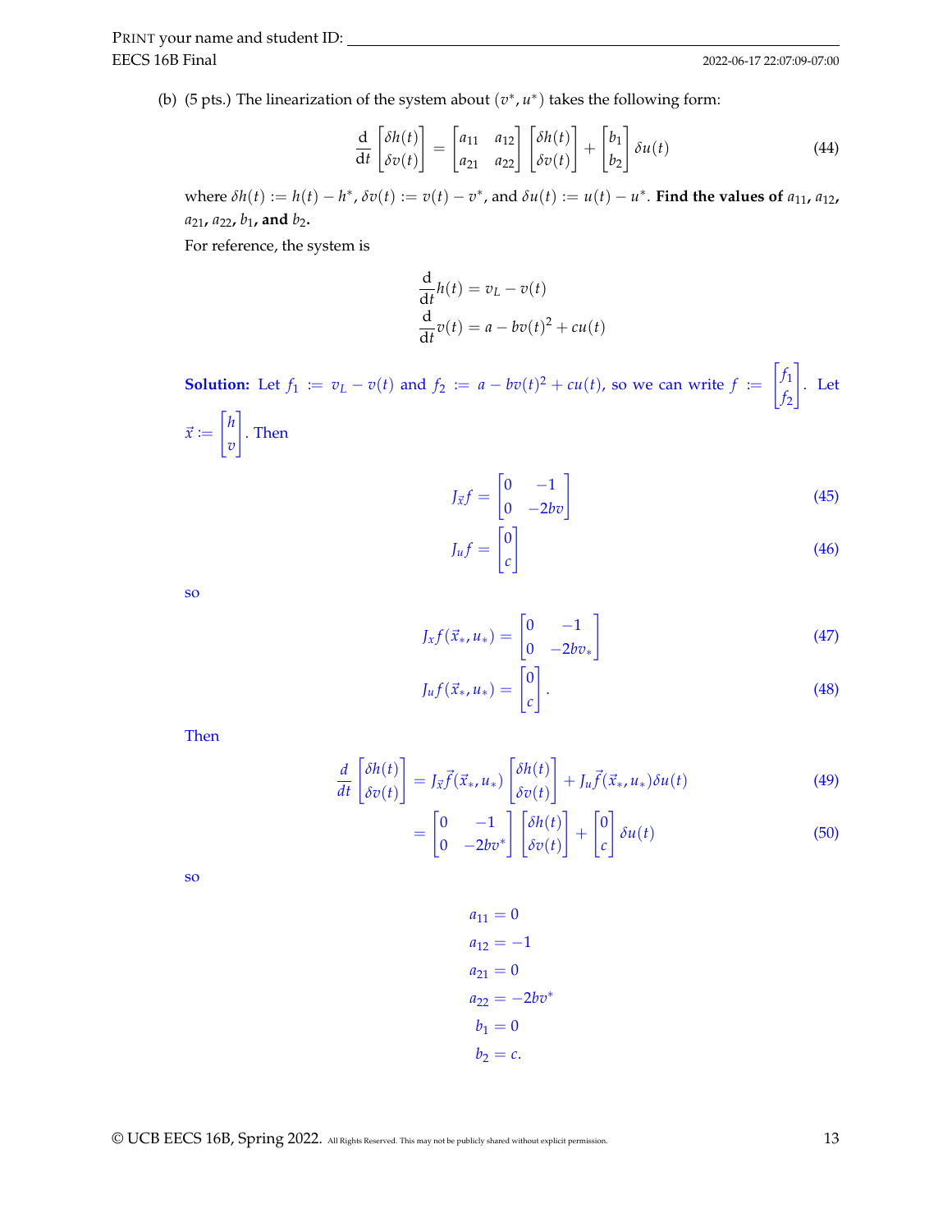(b) (5 pts.) The linearization of the system about $(v^*, u^*)$ takes the following form:

$$\frac{\mathrm{d}}{\mathrm{d}t}\begin{bmatrix}\delta h(t)\\ \delta v(t)\end{bmatrix} = \begin{bmatrix}a_{11} & a_{12}\\ a_{21} & a_{22}\end{bmatrix}\begin{bmatrix}\delta h(t)\\ \delta v(t)\end{bmatrix} + \begin{bmatrix}b_1\\ b_2\end{bmatrix}\delta u(t) \tag{44}$$

where $\delta h(t) := h(t) - h^*$, $\delta v(t) := v(t) - v^*$, and $\delta u(t) := u(t) - u^*$. **Find the values of $a_{11}$, $a_{12}$, $a_{21}$, $a_{22}$, $b_1$, and $b_2$.**

For reference, the system is

$$\frac{\mathrm{d}}{\mathrm{d}t}h(t) = v_L - v(t)$$
$$\frac{\mathrm{d}}{\mathrm{d}t}v(t) = a - bv(t)^2 + cu(t)$$

**Solution:** Let $f_1 := v_L - v(t)$ and $f_2 := a - bv(t)^2 + cu(t)$, so we can write $f := \begin{bmatrix}f_1\\ f_2\end{bmatrix}$. Let $\vec{x} := \begin{bmatrix}h\\ v\end{bmatrix}$. Then

$$J_{\vec{x}}f = \begin{bmatrix}0 & -1\\ 0 & -2bv\end{bmatrix} \tag{45}$$

$$J_u f = \begin{bmatrix}0\\ c\end{bmatrix} \tag{46}$$

so

$$J_x f(\vec{x}_*, u_*) = \begin{bmatrix}0 & -1\\ 0 & -2bv_*\end{bmatrix} \tag{47}$$

$$J_u f(\vec{x}_*, u_*) = \begin{bmatrix}0\\ c\end{bmatrix}. \tag{48}$$

Then

$$\frac{d}{dt}\begin{bmatrix}\delta h(t)\\ \delta v(t)\end{bmatrix} = J_{\vec{x}}\vec{f}(\vec{x}_*, u_*)\begin{bmatrix}\delta h(t)\\ \delta v(t)\end{bmatrix} + J_u\vec{f}(\vec{x}_*, u_*)\delta u(t) \tag{49}$$

$$= \begin{bmatrix}0 & -1\\ 0 & -2bv^*\end{bmatrix}\begin{bmatrix}\delta h(t)\\ \delta v(t)\end{bmatrix} + \begin{bmatrix}0\\ c\end{bmatrix}\delta u(t) \tag{50}$$

so

$$a_{11} = 0$$
$$a_{12} = -1$$
$$a_{21} = 0$$
$$a_{22} = -2bv^*$$
$$b_1 = 0$$
$$b_2 = c.$$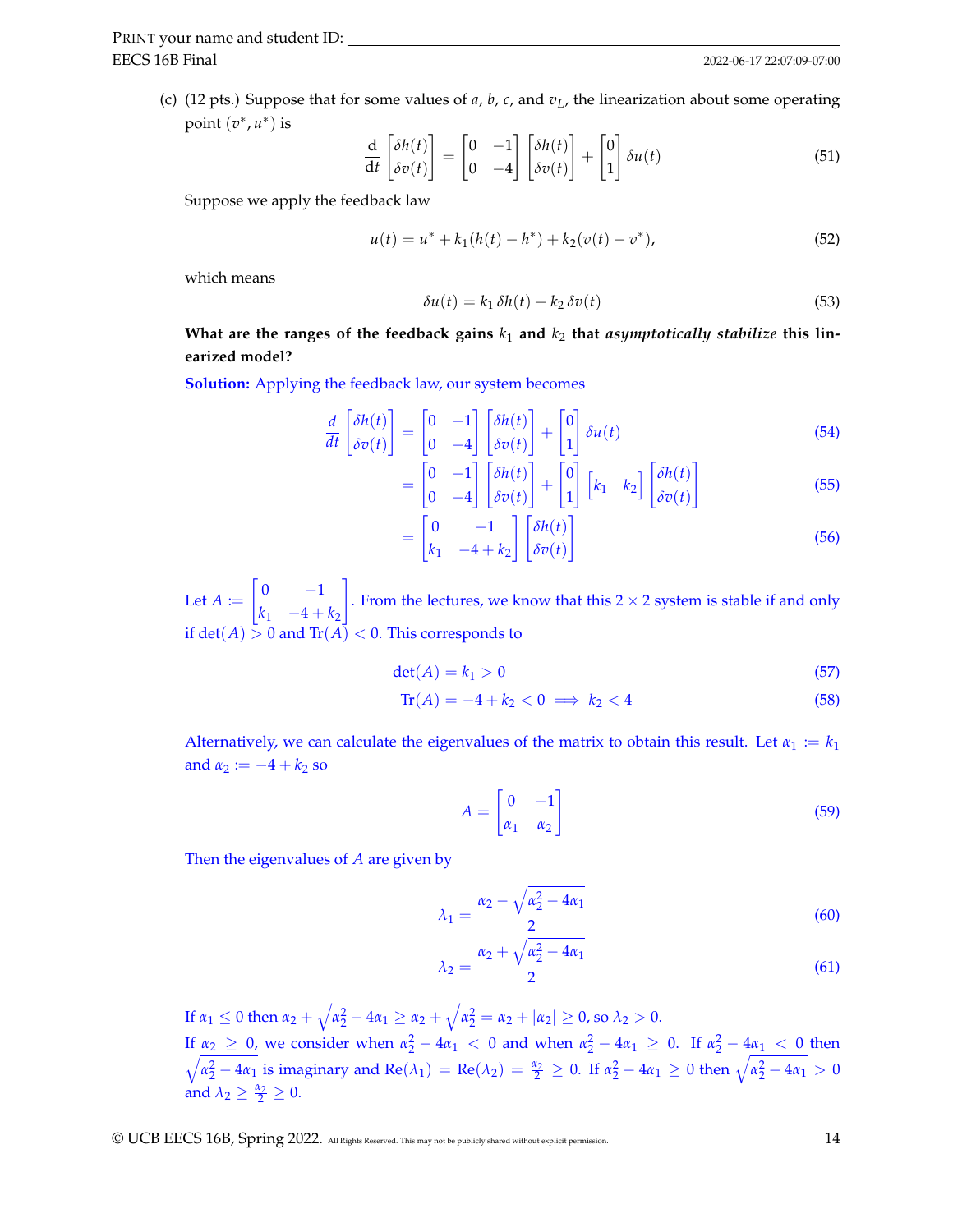(c) (12 pts.) Suppose that for some values of $a$, $b$, $c$, and $v_L$, the linearization about some operating point $(v^*, u^*)$ is

$$\frac{\mathrm{d}}{\mathrm{d}t}\begin{bmatrix}\delta h(t)\\ \delta v(t)\end{bmatrix} = \begin{bmatrix}0 & -1\\ 0 & -4\end{bmatrix}\begin{bmatrix}\delta h(t)\\ \delta v(t)\end{bmatrix} + \begin{bmatrix}0\\ 1\end{bmatrix}\delta u(t) \tag{51}$$

Suppose we apply the feedback law

$$u(t) = u^* + k_1(h(t) - h^*) + k_2(v(t) - v^*), \tag{52}$$

which means

$$\delta u(t) = k_1\,\delta h(t) + k_2\,\delta v(t) \tag{53}$$

**What are the ranges of the feedback gains $k_1$ and $k_2$ that *asymptotically stabilize* this linearized model?**

**Solution:** Applying the feedback law, our system becomes

$$\frac{d}{dt}\begin{bmatrix}\delta h(t)\\ \delta v(t)\end{bmatrix} = \begin{bmatrix}0 & -1\\ 0 & -4\end{bmatrix}\begin{bmatrix}\delta h(t)\\ \delta v(t)\end{bmatrix} + \begin{bmatrix}0\\ 1\end{bmatrix}\delta u(t) \tag{54}$$

$$= \begin{bmatrix}0 & -1\\ 0 & -4\end{bmatrix}\begin{bmatrix}\delta h(t)\\ \delta v(t)\end{bmatrix} + \begin{bmatrix}0\\ 1\end{bmatrix}\begin{bmatrix}k_1 & k_2\end{bmatrix}\begin{bmatrix}\delta h(t)\\ \delta v(t)\end{bmatrix} \tag{55}$$

$$= \begin{bmatrix}0 & -1\\ k_1 & -4+k_2\end{bmatrix}\begin{bmatrix}\delta h(t)\\ \delta v(t)\end{bmatrix} \tag{56}$$

Let $A := \begin{bmatrix}0 & -1\\ k_1 & -4+k_2\end{bmatrix}$. From the lectures, we know that this $2\times 2$ system is stable if and only if $\det(A) > 0$ and $\mathrm{Tr}(A) < 0$. This corresponds to

$$\det(A) = k_1 > 0 \tag{57}$$

$$\mathrm{Tr}(A) = -4 + k_2 < 0 \implies k_2 < 4 \tag{58}$$

Alternatively, we can calculate the eigenvalues of the matrix to obtain this result. Let $\alpha_1 := k_1$ and $\alpha_2 := -4 + k_2$ so

$$A = \begin{bmatrix}0 & -1\\ \alpha_1 & \alpha_2\end{bmatrix} \tag{59}$$

Then the eigenvalues of $A$ are given by

$$\lambda_1 = \frac{\alpha_2 - \sqrt{\alpha_2^2 - 4\alpha_1}}{2} \tag{60}$$

$$\lambda_2 = \frac{\alpha_2 + \sqrt{\alpha_2^2 - 4\alpha_1}}{2} \tag{61}$$

If $\alpha_1 \le 0$ then $\alpha_2 + \sqrt{\alpha_2^2 - 4\alpha_1} \ge \alpha_2 + \sqrt{\alpha_2^2} = \alpha_2 + |\alpha_2| \ge 0$, so $\lambda_2 > 0$.

If $\alpha_2 \ge 0$, we consider when $\alpha_2^2 - 4\alpha_1 < 0$ and when $\alpha_2^2 - 4\alpha_1 \ge 0$. If $\alpha_2^2 - 4\alpha_1 < 0$ then $\sqrt{\alpha_2^2 - 4\alpha_1}$ is imaginary and $\mathrm{Re}(\lambda_1) = \mathrm{Re}(\lambda_2) = \frac{\alpha_2}{2} \ge 0$. If $\alpha_2^2 - 4\alpha_1 \ge 0$ then $\sqrt{\alpha_2^2 - 4\alpha_1} > 0$ and $\lambda_2 \ge \frac{\alpha_2}{2} \ge 0$.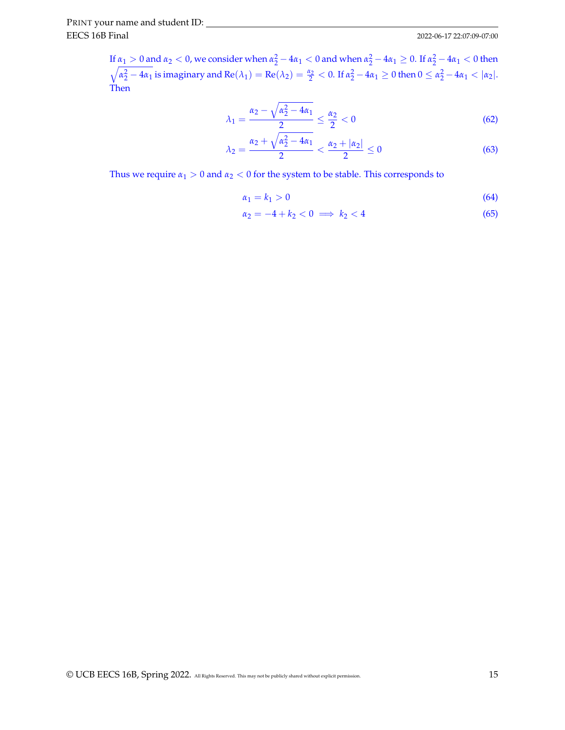If $\alpha_1 > 0$ and $\alpha_2 < 0$, we consider when $\alpha_2^2 - 4\alpha_1 < 0$ and when $\alpha_2^2 - 4\alpha_1 \geq 0$. If $\alpha_2^2 - 4\alpha_1 < 0$ then $\sqrt{\alpha_2^2 - 4\alpha_1}$ is imaginary and $\text{Re}(\lambda_1) = \text{Re}(\lambda_2) = \frac{\alpha_2}{2} < 0$. If $\alpha_2^2 - 4\alpha_1 \geq 0$ then $0 \leq \alpha_2^2 - 4\alpha_1 < |\alpha_2|$. Then

$$\lambda_1 = \frac{\alpha_2 - \sqrt{\alpha_2^2 - 4\alpha_1}}{2} \leq \frac{\alpha_2}{2} < 0 \tag{62}$$

$$\lambda_2 = \frac{\alpha_2 + \sqrt{\alpha_2^2 - 4\alpha_1}}{2} < \frac{\alpha_2 + |\alpha_2|}{2} \leq 0 \tag{63}$$

Thus we require $\alpha_1 > 0$ and $\alpha_2 < 0$ for the system to be stable. This corresponds to

$$\alpha_1 = k_1 > 0 \tag{64}$$

$$\alpha_2 = -4 + k_2 < 0 \implies k_2 < 4 \tag{65}$$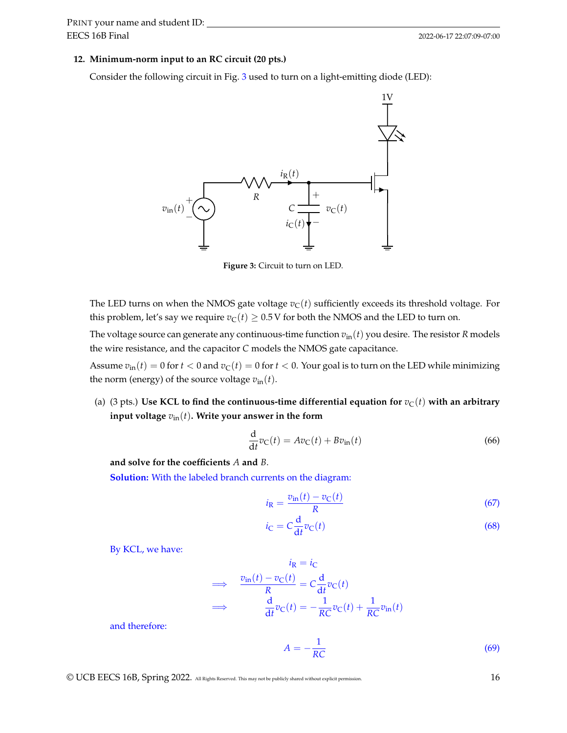**12. Minimum-norm input to an RC circuit (20 pts.)**

Consider the following circuit in Fig. 3 used to turn on a light-emitting diode (LED):

**Figure 3:** Circuit to turn on LED.

The LED turns on when the NMOS gate voltage $v_C(t)$ sufficiently exceeds its threshold voltage. For this problem, let's say we require $v_C(t) \geq 0.5\,\text{V}$ for both the NMOS and the LED to turn on.

The voltage source can generate any continuous-time function $v_{in}(t)$ you desire. The resistor $R$ models the wire resistance, and the capacitor $C$ models the NMOS gate capacitance.

Assume $v_{in}(t) = 0$ for $t < 0$ and $v_C(t) = 0$ for $t < 0$. Your goal is to turn on the LED while minimizing the norm (energy) of the source voltage $v_{in}(t)$.

(a) (3 pts.) **Use KCL to find the continuous-time differential equation for $v_C(t)$ with an arbitrary input voltage $v_{in}(t)$. Write your answer in the form**

$$\frac{d}{dt}v_C(t) = Av_C(t) + Bv_{in}(t) \tag{66}$$

**and solve for the coefficients $A$ and $B$.**

**Solution:** With the labeled branch currents on the diagram:

$$i_R = \frac{v_{in}(t) - v_C(t)}{R} \tag{67}$$

$$i_C = C\frac{d}{dt}v_C(t) \tag{68}$$

By KCL, we have:

$$i_R = i_C$$

$$\implies \quad \frac{v_{in}(t) - v_C(t)}{R} = C\frac{d}{dt}v_C(t)$$

$$\implies \quad \frac{d}{dt}v_C(t) = -\frac{1}{RC}v_C(t) + \frac{1}{RC}v_{in}(t)$$

and therefore:

$$A = -\frac{1}{RC} \tag{69}$$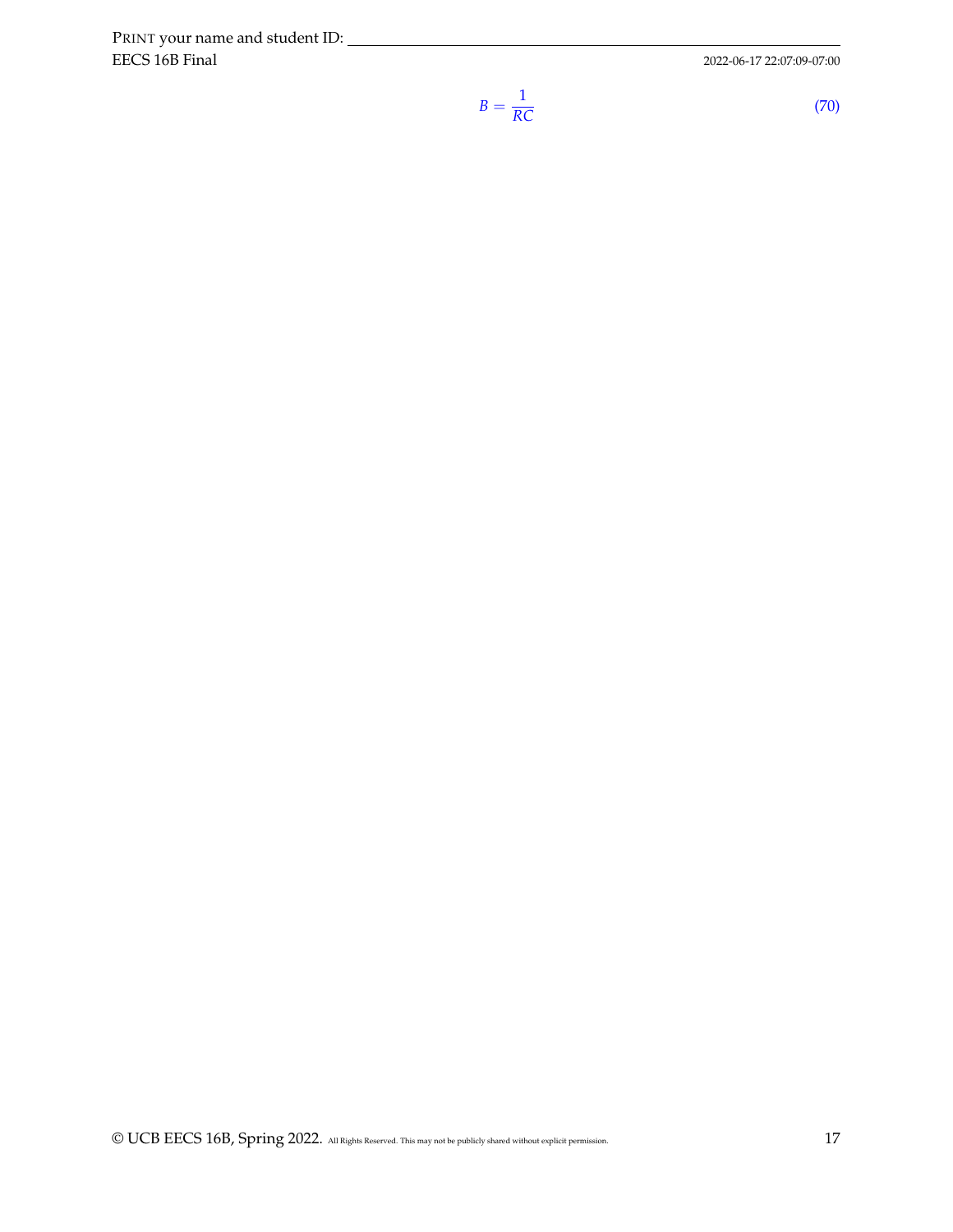$$B = \frac{1}{RC} \tag{70}$$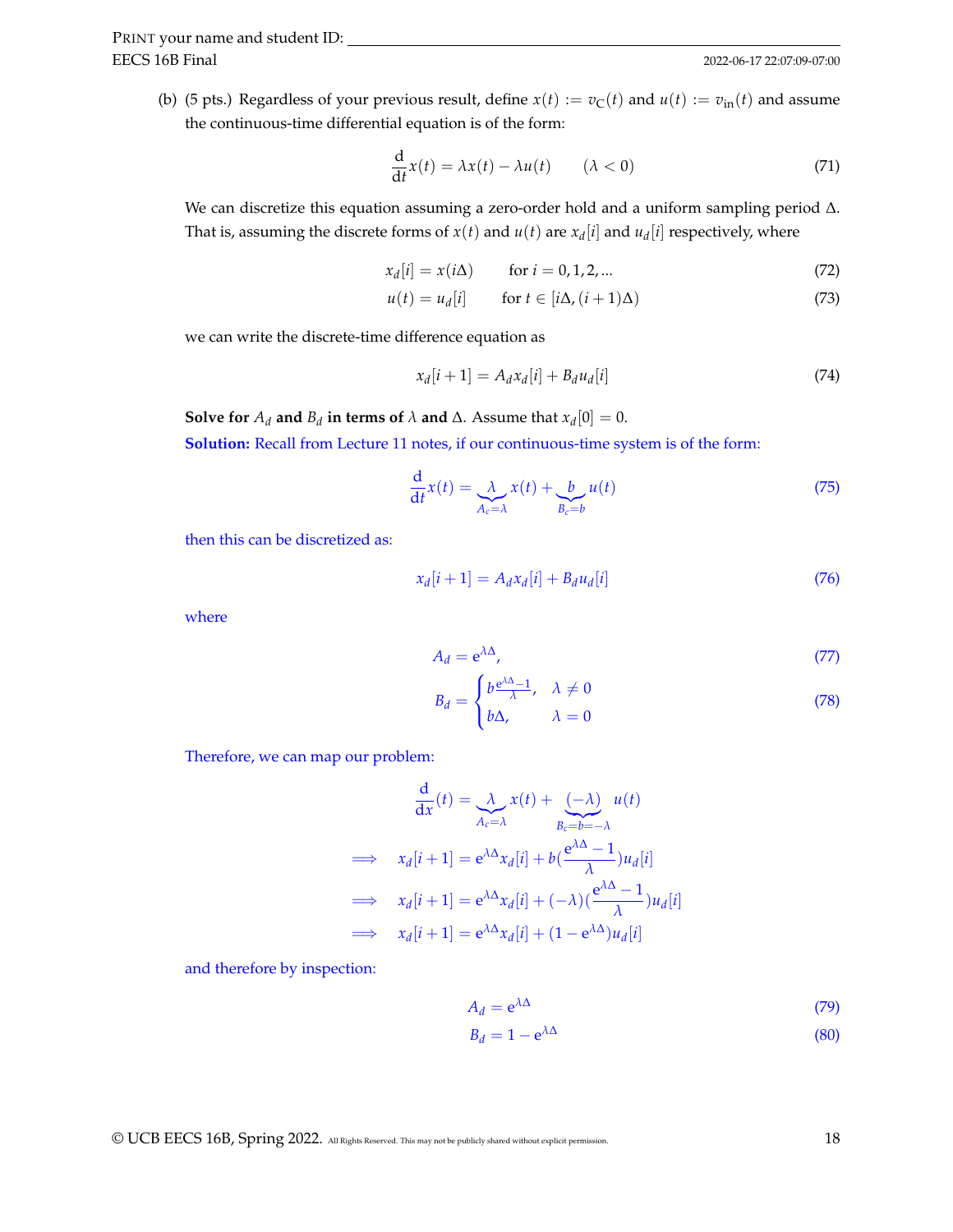(b) (5 pts.) Regardless of your previous result, define $x(t) := v_C(t)$ and $u(t) := v_{in}(t)$ and assume the continuous-time differential equation is of the form:

$$\frac{d}{dt}x(t) = \lambda x(t) - \lambda u(t) \qquad (\lambda < 0) \tag{71}$$

We can discretize this equation assuming a zero-order hold and a uniform sampling period $\Delta$. That is, assuming the discrete forms of $x(t)$ and $u(t)$ are $x_d[i]$ and $u_d[i]$ respectively, where

$$x_d[i] = x(i\Delta) \qquad \text{for } i = 0, 1, 2, \ldots \tag{72}$$

$$u(t) = u_d[i] \qquad \text{for } t \in [i\Delta, (i+1)\Delta) \tag{73}$$

we can write the discrete-time difference equation as

$$x_d[i+1] = A_d x_d[i] + B_d u_d[i] \tag{74}$$

**Solve for $A_d$ and $B_d$ in terms of $\lambda$ and $\Delta$.** Assume that $x_d[0] = 0$.

**Solution:** Recall from Lecture 11 notes, if our continuous-time system is of the form:

$$\frac{d}{dt}x(t) = \underbrace{\lambda}_{A_c=\lambda} x(t) + \underbrace{b}_{B_c=b} u(t) \tag{75}$$

then this can be discretized as:

$$x_d[i+1] = A_d x_d[i] + B_d u_d[i] \tag{76}$$

where

$$A_d = e^{\lambda\Delta}, \tag{77}$$

$$B_d = \begin{cases} b\frac{e^{\lambda\Delta}-1}{\lambda}, & \lambda \neq 0 \\ b\Delta, & \lambda = 0 \end{cases} \tag{78}$$

Therefore, we can map our problem:

$$\begin{aligned}
&\frac{d}{dx}(t) = \underbrace{\lambda}_{A_c=\lambda} x(t) + \underbrace{(-\lambda)}_{B_c=b=-\lambda} u(t) \\
\implies \quad & x_d[i+1] = e^{\lambda\Delta}x_d[i] + b(\frac{e^{\lambda\Delta}-1}{\lambda})u_d[i] \\
\implies \quad & x_d[i+1] = e^{\lambda\Delta}x_d[i] + (-\lambda)(\frac{e^{\lambda\Delta}-1}{\lambda})u_d[i] \\
\implies \quad & x_d[i+1] = e^{\lambda\Delta}x_d[i] + (1-e^{\lambda\Delta})u_d[i]
\end{aligned}$$

and therefore by inspection:

$$A_d = e^{\lambda\Delta} \tag{79}$$

$$B_d = 1 - e^{\lambda\Delta} \tag{80}$$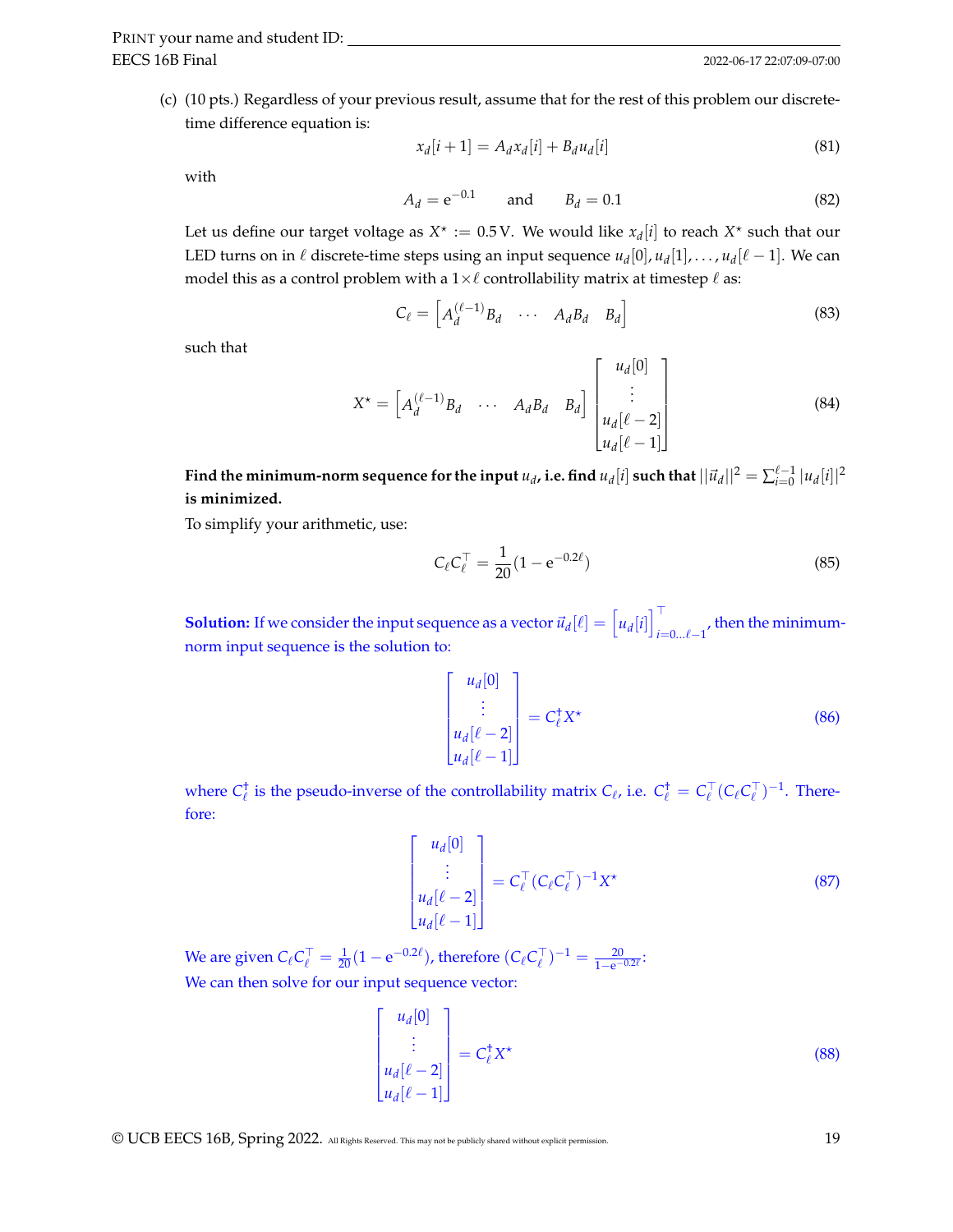(c) (10 pts.) Regardless of your previous result, assume that for the rest of this problem our discrete-time difference equation is:

$$x_d[i+1] = A_d x_d[i] + B_d u_d[i] \tag{81}$$

with

$$A_d = e^{-0.1} \qquad \text{and} \qquad B_d = 0.1 \tag{82}$$

Let us define our target voltage as $X^\star := 0.5\,\text{V}$. We would like $x_d[i]$ to reach $X^\star$ such that our LED turns on in $\ell$ discrete-time steps using an input sequence $u_d[0], u_d[1], \ldots, u_d[\ell-1]$. We can model this as a control problem with a $1 \times \ell$ controllability matrix at timestep $\ell$ as:

$$C_\ell = \begin{bmatrix} A_d^{(\ell-1)} B_d & \cdots & A_d B_d & B_d \end{bmatrix} \tag{83}$$

such that

$$X^\star = \begin{bmatrix} A_d^{(\ell-1)} B_d & \cdots & A_d B_d & B_d \end{bmatrix} \begin{bmatrix} u_d[0] \\ \vdots \\ u_d[\ell-2] \\ u_d[\ell-1] \end{bmatrix} \tag{84}$$

**Find the minimum-norm sequence for the input $u_d$, i.e. find $u_d[i]$ such that $||\vec{u}_d||^2 = \sum_{i=0}^{\ell-1} |u_d[i]|^2$ is minimized.**

To simplify your arithmetic, use:

$$C_\ell C_\ell^\top = \frac{1}{20}(1 - e^{-0.2\ell}) \tag{85}$$

**Solution:** If we consider the input sequence as a vector $\vec{u}_d[\ell] = \begin{bmatrix} u_d[i] \end{bmatrix}_{i=0\ldots\ell-1}^\top$, then the minimum-norm input sequence is the solution to:

$$\begin{bmatrix} u_d[0] \\ \vdots \\ u_d[\ell-2] \\ u_d[\ell-1] \end{bmatrix} = C_\ell^\dagger X^\star \tag{86}$$

where $C_\ell^\dagger$ is the pseudo-inverse of the controllability matrix $C_\ell$, i.e. $C_\ell^\dagger = C_\ell^\top (C_\ell C_\ell^\top)^{-1}$. Therefore:

$$\begin{bmatrix} u_d[0] \\ \vdots \\ u_d[\ell-2] \\ u_d[\ell-1] \end{bmatrix} = C_\ell^\top (C_\ell C_\ell^\top)^{-1} X^\star \tag{87}$$

We are given $C_\ell C_\ell^\top = \frac{1}{20}(1 - e^{-0.2\ell})$, therefore $(C_\ell C_\ell^\top)^{-1} = \frac{20}{1 - e^{-0.2\ell}}$:
We can then solve for our input sequence vector:

$$\begin{bmatrix} u_d[0] \\ \vdots \\ u_d[\ell-2] \\ u_d[\ell-1] \end{bmatrix} = C_\ell^\dagger X^\star \tag{88}$$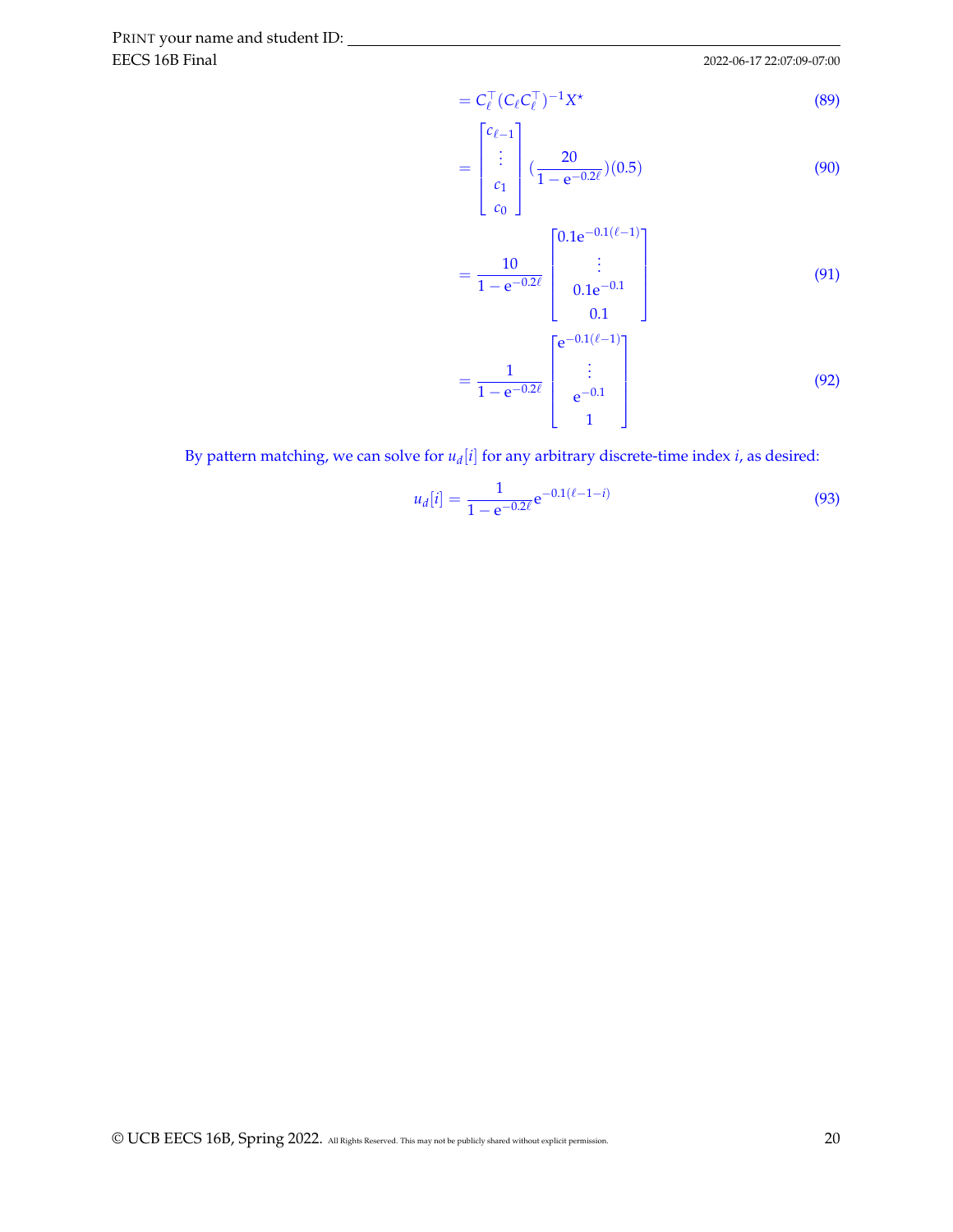$$= C_\ell^\top (C_\ell C_\ell^\top)^{-1} X^\star \tag{89}$$

$$= \begin{bmatrix} c_{\ell-1} \\ \vdots \\ c_1 \\ c_0 \end{bmatrix} \left(\frac{20}{1 - \mathrm{e}^{-0.2\ell}}\right)(0.5) \tag{90}$$

$$= \frac{10}{1 - \mathrm{e}^{-0.2\ell}} \begin{bmatrix} 0.1\mathrm{e}^{-0.1(\ell-1)} \\ \vdots \\ 0.1\mathrm{e}^{-0.1} \\ 0.1 \end{bmatrix} \tag{91}$$

$$= \frac{1}{1 - \mathrm{e}^{-0.2\ell}} \begin{bmatrix} \mathrm{e}^{-0.1(\ell-1)} \\ \vdots \\ \mathrm{e}^{-0.1} \\ 1 \end{bmatrix} \tag{92}$$

By pattern matching, we can solve for $u_d[i]$ for any arbitrary discrete-time index $i$, as desired:

$$u_d[i] = \frac{1}{1 - \mathrm{e}^{-0.2\ell}} \mathrm{e}^{-0.1(\ell-1-i)} \tag{93}$$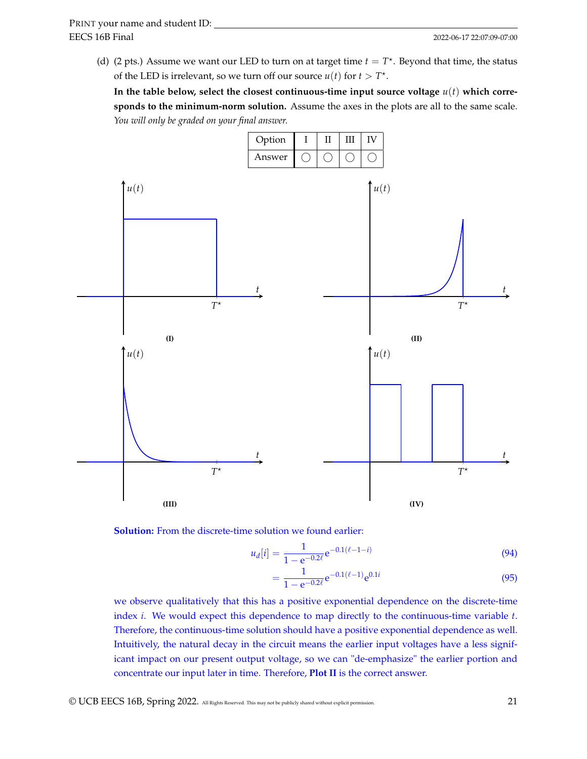(d) (2 pts.) Assume we want our LED to turn on at target time $t = T^\star$. Beyond that time, the status of the LED is irrelevant, so we turn off our source $u(t)$ for $t > T^\star$.

**In the table below, select the closest continuous-time input source voltage $u(t)$ which corresponds to the minimum-norm solution.** Assume the axes in the plots are all to the same scale. *You will only be graded on your final answer.*

| Option | I | II | III | IV |
|---|---|---|---|---|
| Answer | ◯ | ◯ | ◯ | ◯ |

(I)

(II)

(III)

(IV)

**Solution:** From the discrete-time solution we found earlier:

$$u_d[i] = \frac{1}{1 - e^{-0.2\ell}} e^{-0.1(\ell - 1 - i)} \tag{94}$$

$$= \frac{1}{1 - e^{-0.2\ell}} e^{-0.1(\ell - 1)} e^{0.1i} \tag{95}$$

we observe qualitatively that this has a positive exponential dependence on the discrete-time index $i$. We would expect this dependence to map directly to the continuous-time variable $t$. Therefore, the continuous-time solution should have a positive exponential dependence as well. Intuitively, the natural decay in the circuit means the earlier input voltages have a less significant impact on our present output voltage, so we can "de-emphasize" the earlier portion and concentrate our input later in time. Therefore, **Plot II** is the correct answer.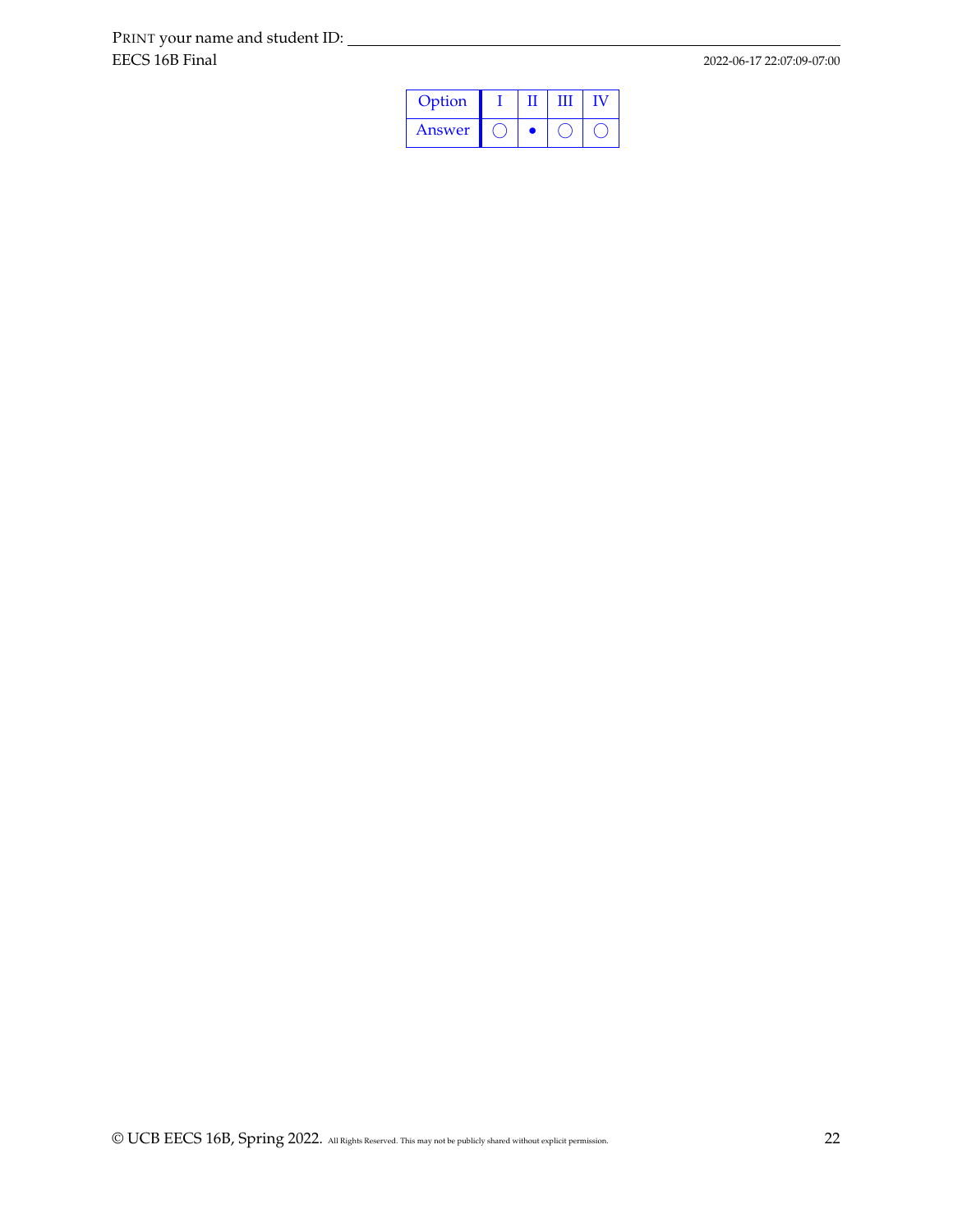| Option | I | II | III | IV |
|---|---|---|---|---|
| Answer | ◯ | ● | ◯ | ◯ |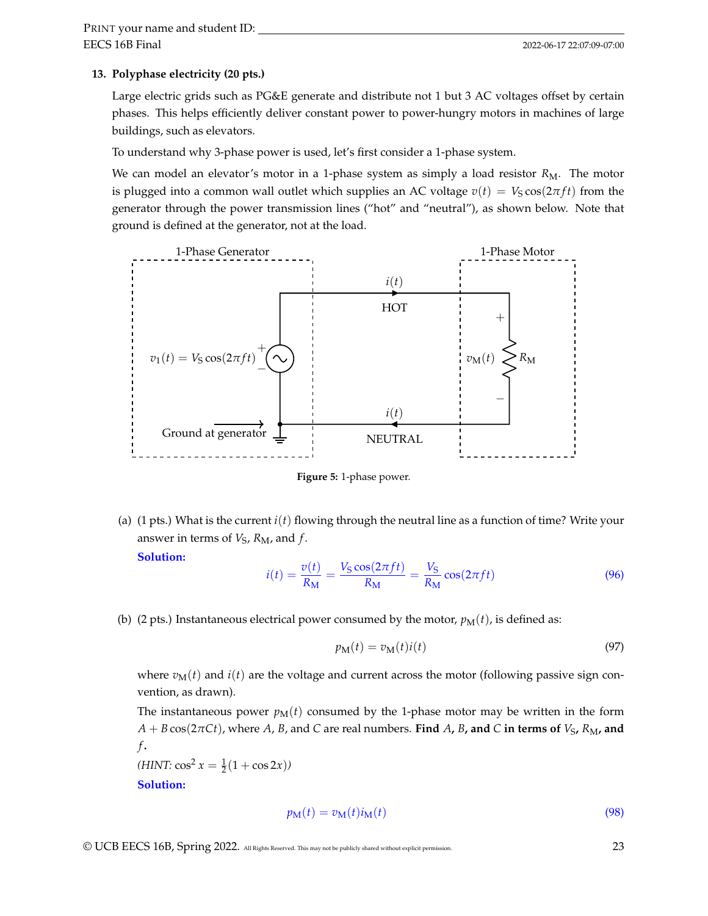**13. Polyphase electricity (20 pts.)**

Large electric grids such as PG&E generate and distribute not 1 but 3 AC voltages offset by certain phases. This helps efficiently deliver constant power to power-hungry motors in machines of large buildings, such as elevators.

To understand why 3-phase power is used, let's first consider a 1-phase system.

We can model an elevator's motor in a 1-phase system as simply a load resistor $R_M$. The motor is plugged into a common wall outlet which supplies an AC voltage $v(t) = V_S \cos(2\pi f t)$ from the generator through the power transmission lines ("hot" and "neutral"), as shown below. Note that ground is defined at the generator, not at the load.

**Figure 5:** 1-phase power.

(a) (1 pts.) What is the current $i(t)$ flowing through the neutral line as a function of time? Write your answer in terms of $V_S$, $R_M$, and $f$.

**Solution:**

$$i(t) = \frac{v(t)}{R_M} = \frac{V_S \cos(2\pi f t)}{R_M} = \frac{V_S}{R_M} \cos(2\pi f t) \tag{96}$$

(b) (2 pts.) Instantaneous electrical power consumed by the motor, $p_M(t)$, is defined as:

$$p_M(t) = v_M(t) i(t) \tag{97}$$

where $v_M(t)$ and $i(t)$ are the voltage and current across the motor (following passive sign convention, as drawn).

The instantaneous power $p_M(t)$ consumed by the 1-phase motor may be written in the form $A + B\cos(2\pi C t)$, where $A$, $B$, and $C$ are real numbers. **Find $A$, $B$, and $C$ in terms of $V_S$, $R_M$, and $f$.**

*(HINT: $\cos^2 x = \frac{1}{2}(1 + \cos 2x)$)*

**Solution:**

$$p_M(t) = v_M(t) i_M(t) \tag{98}$$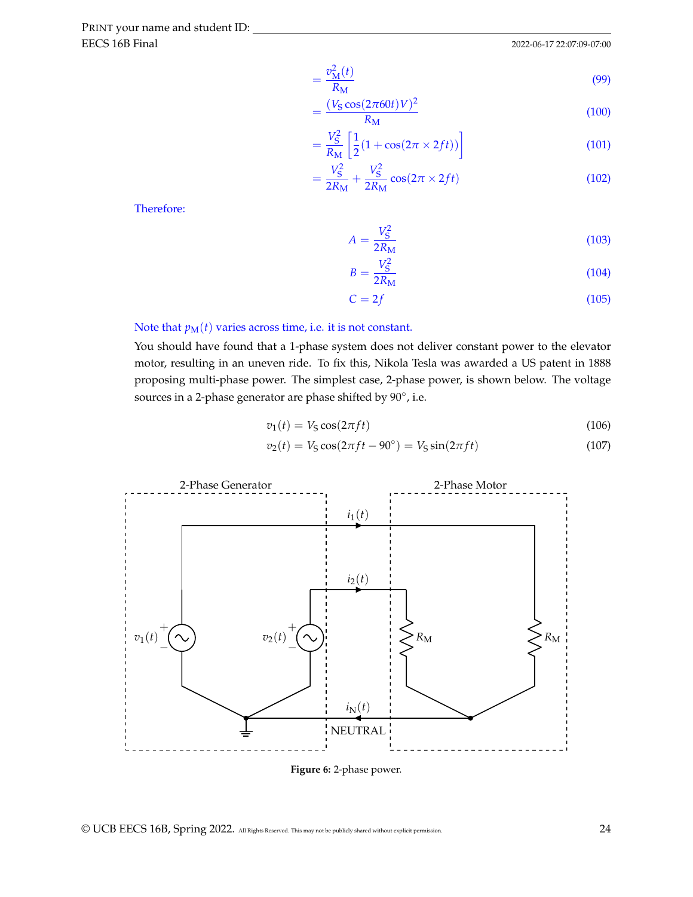$$= \frac{v_M^2(t)}{R_M} \tag{99}$$

$$= \frac{(V_S \cos(2\pi 60 t) V)^2}{R_M} \tag{100}$$

$$= \frac{V_S^2}{R_M}\left[\frac{1}{2}(1 + \cos(2\pi \times 2ft))\right] \tag{101}$$

$$= \frac{V_S^2}{2R_M} + \frac{V_S^2}{2R_M}\cos(2\pi \times 2ft) \tag{102}$$

Therefore:

$$A = \frac{V_S^2}{2R_M} \tag{103}$$

$$B = \frac{V_S^2}{2R_M} \tag{104}$$

$$C = 2f \tag{105}$$

Note that $p_M(t)$ varies across time, i.e. it is not constant.

You should have found that a 1-phase system does not deliver constant power to the elevator motor, resulting in an uneven ride. To fix this, Nikola Tesla was awarded a US patent in 1888 proposing multi-phase power. The simplest case, 2-phase power, is shown below. The voltage sources in a 2-phase generator are phase shifted by 90°, i.e.

$$v_1(t) = V_S \cos(2\pi f t) \tag{106}$$

$$v_2(t) = V_S \cos(2\pi f t - 90^\circ) = V_S \sin(2\pi f t) \tag{107}$$

**Figure 6:** 2-phase power.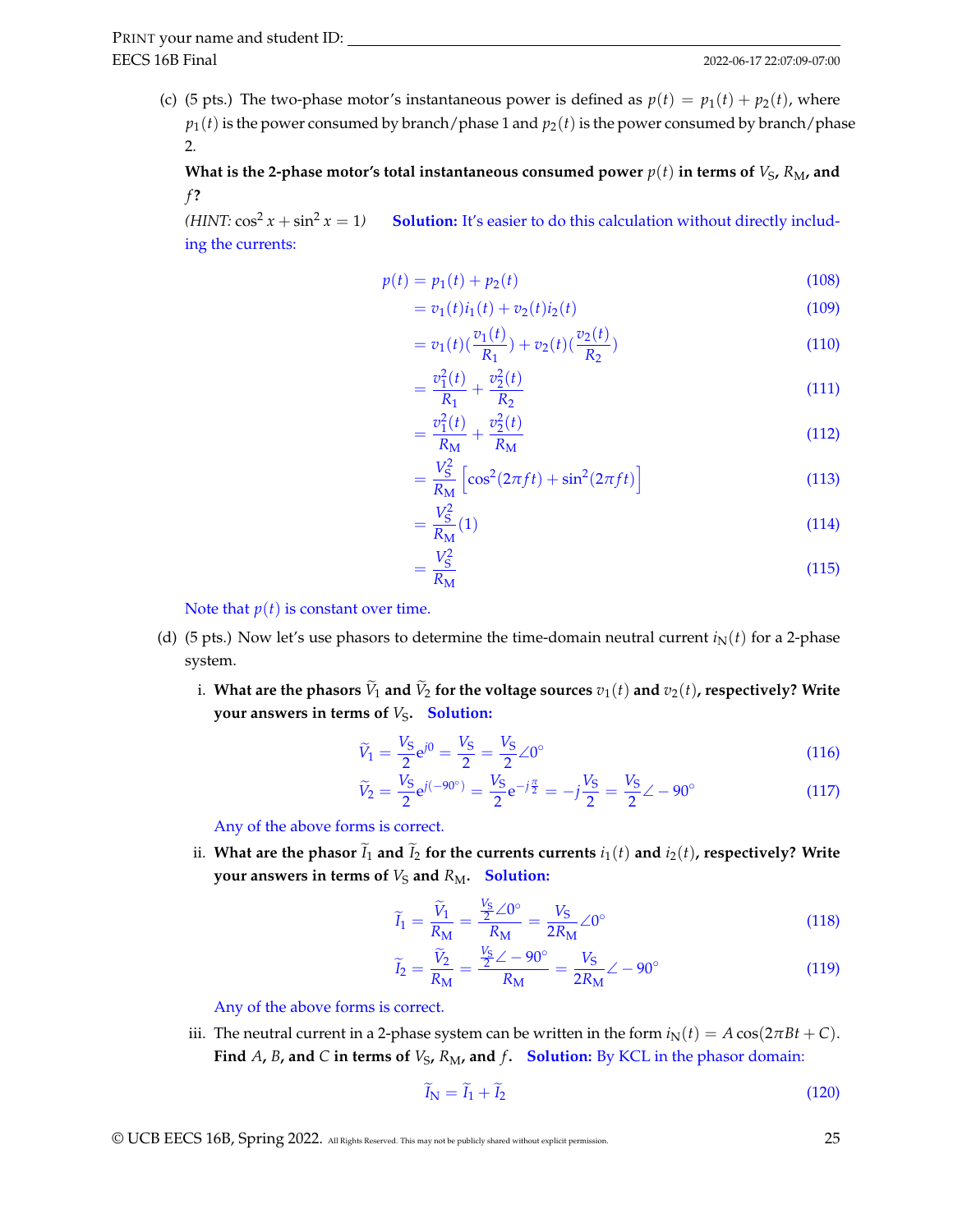(c) (5 pts.) The two-phase motor's instantaneous power is defined as $p(t) = p_1(t) + p_2(t)$, where $p_1(t)$ is the power consumed by branch/phase 1 and $p_2(t)$ is the power consumed by branch/phase 2.

**What is the 2-phase motor's total instantaneous consumed power $p(t)$ in terms of $V_S$, $R_M$, and $f$?**

*(HINT: $\cos^2 x + \sin^2 x = 1$)* **Solution:** It's easier to do this calculation without directly including the currents:

$$
\begin{aligned}
p(t) &= p_1(t) + p_2(t) && (108)\\
&= v_1(t)i_1(t) + v_2(t)i_2(t) && (109)\\
&= v_1(t)\left(\frac{v_1(t)}{R_1}\right) + v_2(t)\left(\frac{v_2(t)}{R_2}\right) && (110)\\
&= \frac{v_1^2(t)}{R_1} + \frac{v_2^2(t)}{R_2} && (111)\\
&= \frac{v_1^2(t)}{R_M} + \frac{v_2^2(t)}{R_M} && (112)\\
&= \frac{V_S^2}{R_M}\left[\cos^2(2\pi f t) + \sin^2(2\pi f t)\right] && (113)\\
&= \frac{V_S^2}{R_M}(1) && (114)\\
&= \frac{V_S^2}{R_M} && (115)
\end{aligned}
$$

Note that $p(t)$ is constant over time.

(d) (5 pts.) Now let's use phasors to determine the time-domain neutral current $i_N(t)$ for a 2-phase system.

i. **What are the phasors $\widetilde{V}_1$ and $\widetilde{V}_2$ for the voltage sources $v_1(t)$ and $v_2(t)$, respectively? Write your answers in terms of $V_S$.** **Solution:**

$$\widetilde{V}_1 = \frac{V_S}{2}e^{j0} = \frac{V_S}{2} = \frac{V_S}{2}\angle 0^\circ \quad (116)$$

$$\widetilde{V}_2 = \frac{V_S}{2}e^{j(-90^\circ)} = \frac{V_S}{2}e^{-j\frac{\pi}{2}} = -j\frac{V_S}{2} = \frac{V_S}{2}\angle -90^\circ \quad (117)$$

Any of the above forms is correct.

ii. **What are the phasor $\widetilde{I}_1$ and $\widetilde{I}_2$ for the currents currents $i_1(t)$ and $i_2(t)$, respectively? Write your answers in terms of $V_S$ and $R_M$.** **Solution:**

$$\widetilde{I}_1 = \frac{\widetilde{V}_1}{R_M} = \frac{\frac{V_S}{2}\angle 0^\circ}{R_M} = \frac{V_S}{2R_M}\angle 0^\circ \quad (118)$$

$$\widetilde{I}_2 = \frac{\widetilde{V}_2}{R_M} = \frac{\frac{V_S}{2}\angle -90^\circ}{R_M} = \frac{V_S}{2R_M}\angle -90^\circ \quad (119)$$

Any of the above forms is correct.

iii. The neutral current in a 2-phase system can be written in the form $i_N(t) = A\cos(2\pi B t + C)$. **Find $A$, $B$, and $C$ in terms of $V_S$, $R_M$, and $f$.** **Solution:** By KCL in the phasor domain:

$$\widetilde{I}_N = \widetilde{I}_1 + \widetilde{I}_2 \quad (120)$$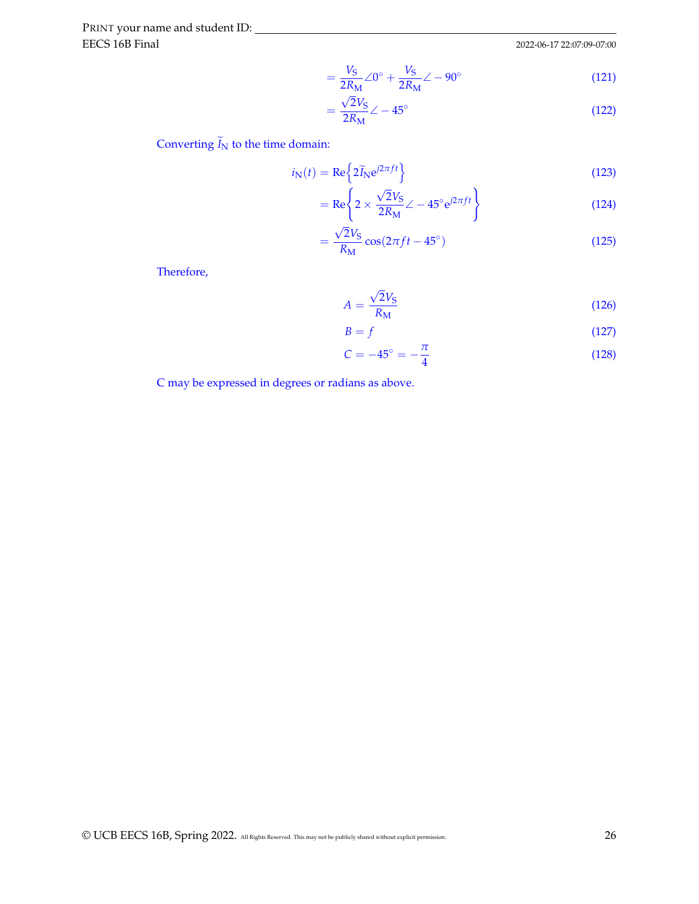$$= \frac{V_S}{2R_M}\angle 0^\circ + \frac{V_S}{2R_M}\angle -90^\circ \tag{121}$$

$$= \frac{\sqrt{2}V_S}{2R_M}\angle -45^\circ \tag{122}$$

Converting $\widetilde{I}_N$ to the time domain:

$$i_N(t) = \text{Re}\left\{2\widetilde{I}_N e^{j2\pi ft}\right\} \tag{123}$$

$$= \text{Re}\left\{2 \times \frac{\sqrt{2}V_S}{2R_M}\angle -45^\circ e^{j2\pi ft}\right\} \tag{124}$$

$$= \frac{\sqrt{2}V_S}{R_M}\cos(2\pi ft - 45^\circ) \tag{125}$$

Therefore,

$$A = \frac{\sqrt{2}V_S}{R_M} \tag{126}$$

$$B = f \tag{127}$$

$$C = -45^\circ = -\frac{\pi}{4} \tag{128}$$

C may be expressed in degrees or radians as above.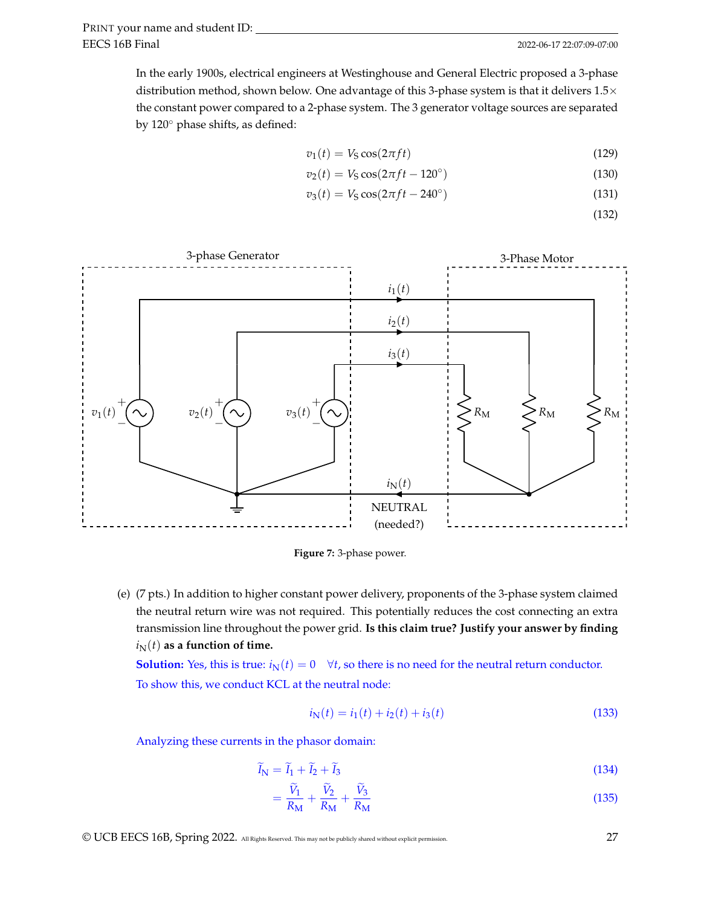In the early 1900s, electrical engineers at Westinghouse and General Electric proposed a 3-phase distribution method, shown below. One advantage of this 3-phase system is that it delivers 1.5× the constant power compared to a 2-phase system. The 3 generator voltage sources are separated by 120° phase shifts, as defined:

$$v_1(t) = V_S \cos(2\pi f t) \tag{129}$$

$$v_2(t) = V_S \cos(2\pi f t - 120^\circ) \tag{130}$$

$$v_3(t) = V_S \cos(2\pi f t - 240^\circ) \tag{131}$$

$$\tag{132}$$

**Figure 7:** 3-phase power.

(e) (7 pts.) In addition to higher constant power delivery, proponents of the 3-phase system claimed the neutral return wire was not required. This potentially reduces the cost connecting an extra transmission line throughout the power grid. **Is this claim true? Justify your answer by finding $i_N(t)$ as a function of time.**

**Solution:** Yes, this is true: $i_N(t) = 0 \quad \forall t$, so there is no need for the neutral return conductor.

To show this, we conduct KCL at the neutral node:

$$i_N(t) = i_1(t) + i_2(t) + i_3(t) \tag{133}$$

Analyzing these currents in the phasor domain:

$$\widetilde{I}_N = \widetilde{I}_1 + \widetilde{I}_2 + \widetilde{I}_3 \tag{134}$$

$$= \frac{\widetilde{V}_1}{R_M} + \frac{\widetilde{V}_2}{R_M} + \frac{\widetilde{V}_3}{R_M} \tag{135}$$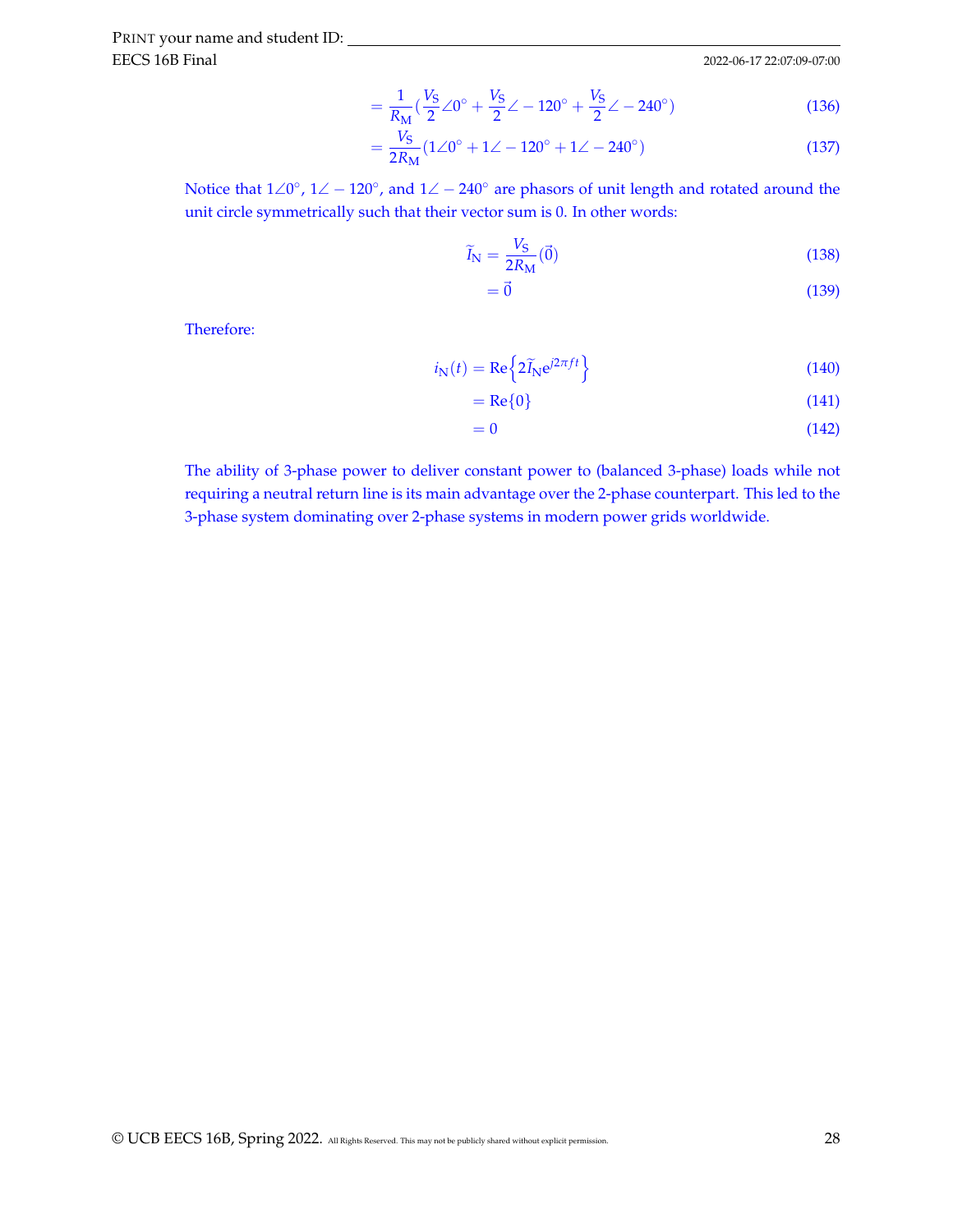$$= \frac{1}{R_M}\left(\frac{V_S}{2}\angle 0^\circ + \frac{V_S}{2}\angle -120^\circ + \frac{V_S}{2}\angle -240^\circ\right) \tag{136}$$

$$= \frac{V_S}{2R_M}(1\angle 0^\circ + 1\angle -120^\circ + 1\angle -240^\circ) \tag{137}$$

Notice that $1\angle 0^\circ$, $1\angle -120^\circ$, and $1\angle -240^\circ$ are phasors of unit length and rotated around the unit circle symmetrically such that their vector sum is 0. In other words:

$$\widetilde{I}_N = \frac{V_S}{2R_M}(\vec{0}) \tag{138}$$

$$= \vec{0} \tag{139}$$

Therefore:

$$i_N(t) = \mathrm{Re}\left\{2\widetilde{I}_N e^{j2\pi ft}\right\} \tag{140}$$

$$= \mathrm{Re}\{0\} \tag{141}$$

$$= 0 \tag{142}$$

The ability of 3-phase power to deliver constant power to (balanced 3-phase) loads while not requiring a neutral return line is its main advantage over the 2-phase counterpart. This led to the 3-phase system dominating over 2-phase systems in modern power grids worldwide.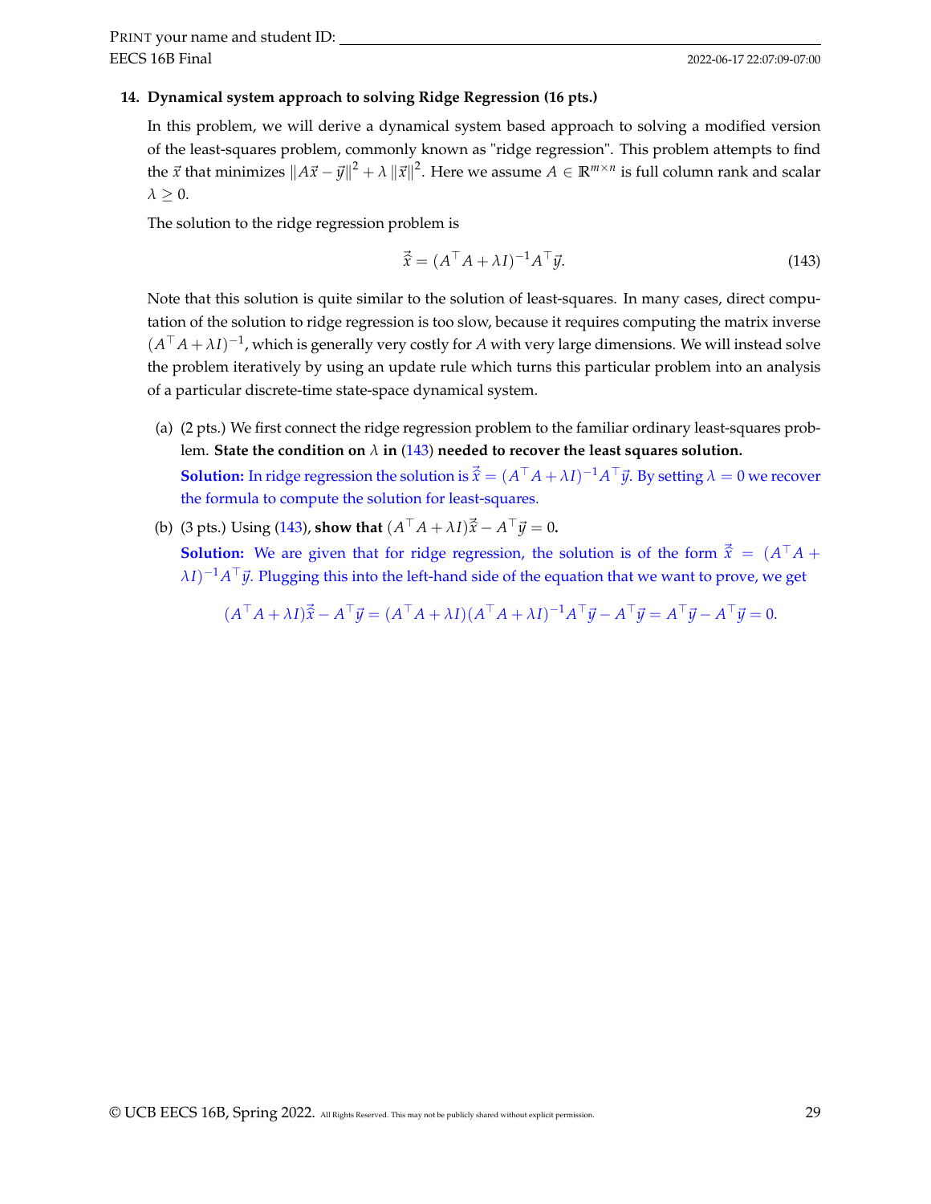**14. Dynamical system approach to solving Ridge Regression (16 pts.)**

In this problem, we will derive a dynamical system based approach to solving a modified version of the least-squares problem, commonly known as "ridge regression". This problem attempts to find the $\vec{x}$ that minimizes $\|A\vec{x} - \vec{y}\|^2 + \lambda \|\vec{x}\|^2$. Here we assume $A \in \mathbb{R}^{m \times n}$ is full column rank and scalar $\lambda \geq 0$.

The solution to the ridge regression problem is

$$\vec{\hat{x}} = (A^\top A + \lambda I)^{-1} A^\top \vec{y}. \tag{143}$$

Note that this solution is quite similar to the solution of least-squares. In many cases, direct computation of the solution to ridge regression is too slow, because it requires computing the matrix inverse $(A^\top A + \lambda I)^{-1}$, which is generally very costly for $A$ with very large dimensions. We will instead solve the problem iteratively by using an update rule which turns this particular problem into an analysis of a particular discrete-time state-space dynamical system.

(a) (2 pts.) We first connect the ridge regression problem to the familiar ordinary least-squares problem. **State the condition on $\lambda$ in (143) needed to recover the least squares solution.**

**Solution:** In ridge regression the solution is $\vec{\hat{x}} = (A^\top A + \lambda I)^{-1} A^\top \vec{y}$. By setting $\lambda = 0$ we recover the formula to compute the solution for least-squares.

(b) (3 pts.) Using (143), **show that** $(A^\top A + \lambda I)\vec{\hat{x}} - A^\top \vec{y} = 0$**.**

**Solution:** We are given that for ridge regression, the solution is of the form $\vec{\hat{x}} = (A^\top A + \lambda I)^{-1} A^\top \vec{y}$. Plugging this into the left-hand side of the equation that we want to prove, we get

$$(A^\top A + \lambda I)\vec{\hat{x}} - A^\top \vec{y} = (A^\top A + \lambda I)(A^\top A + \lambda I)^{-1} A^\top \vec{y} - A^\top \vec{y} = A^\top \vec{y} - A^\top \vec{y} = 0.$$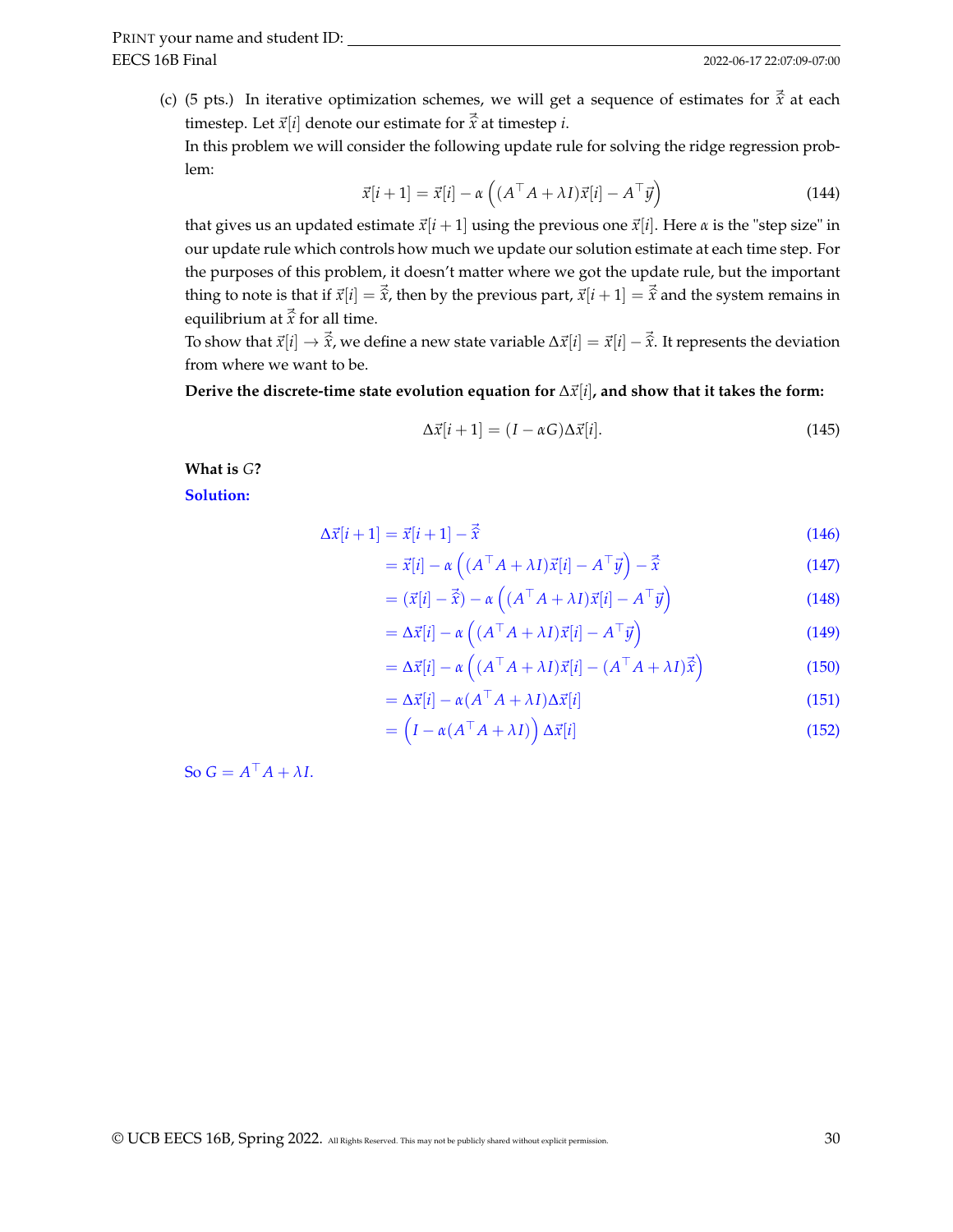(c) (5 pts.) In iterative optimization schemes, we will get a sequence of estimates for $\vec{\hat{x}}$ at each timestep. Let $\vec{x}[i]$ denote our estimate for $\vec{\hat{x}}$ at timestep $i$.

In this problem we will consider the following update rule for solving the ridge regression problem:

$$\vec{x}[i+1] = \vec{x}[i] - \alpha\left((A^\top A + \lambda I)\vec{x}[i] - A^\top \vec{y}\right) \tag{144}$$

that gives us an updated estimate $\vec{x}[i+1]$ using the previous one $\vec{x}[i]$. Here $\alpha$ is the "step size" in our update rule which controls how much we update our solution estimate at each time step. For the purposes of this problem, it doesn't matter where we got the update rule, but the important thing to note is that if $\vec{x}[i] = \vec{\hat{x}}$, then by the previous part, $\vec{x}[i+1] = \vec{\hat{x}}$ and the system remains in equilibrium at $\vec{\hat{x}}$ for all time.

To show that $\vec{x}[i] \to \vec{\hat{x}}$, we define a new state variable $\Delta\vec{x}[i] = \vec{x}[i] - \vec{\hat{x}}$. It represents the deviation from where we want to be.

**Derive the discrete-time state evolution equation for $\Delta\vec{x}[i]$, and show that it takes the form:**

$$\Delta\vec{x}[i+1] = (I - \alpha G)\Delta\vec{x}[i]. \tag{145}$$

**What is $G$?**

**Solution:**

$$\begin{align}
\Delta\vec{x}[i+1] &= \vec{x}[i+1] - \vec{\hat{x}} \tag{146}\\
&= \vec{x}[i] - \alpha\left((A^\top A + \lambda I)\vec{x}[i] - A^\top \vec{y}\right) - \vec{\hat{x}} \tag{147}\\
&= (\vec{x}[i] - \vec{\hat{x}}) - \alpha\left((A^\top A + \lambda I)\vec{x}[i] - A^\top \vec{y}\right) \tag{148}\\
&= \Delta\vec{x}[i] - \alpha\left((A^\top A + \lambda I)\vec{x}[i] - A^\top \vec{y}\right) \tag{149}\\
&= \Delta\vec{x}[i] - \alpha\left((A^\top A + \lambda I)\vec{x}[i] - (A^\top A + \lambda I)\vec{\hat{x}}\right) \tag{150}\\
&= \Delta\vec{x}[i] - \alpha(A^\top A + \lambda I)\Delta\vec{x}[i] \tag{151}\\
&= \left(I - \alpha(A^\top A + \lambda I)\right)\Delta\vec{x}[i] \tag{152}
\end{align}$$

So $G = A^\top A + \lambda I$.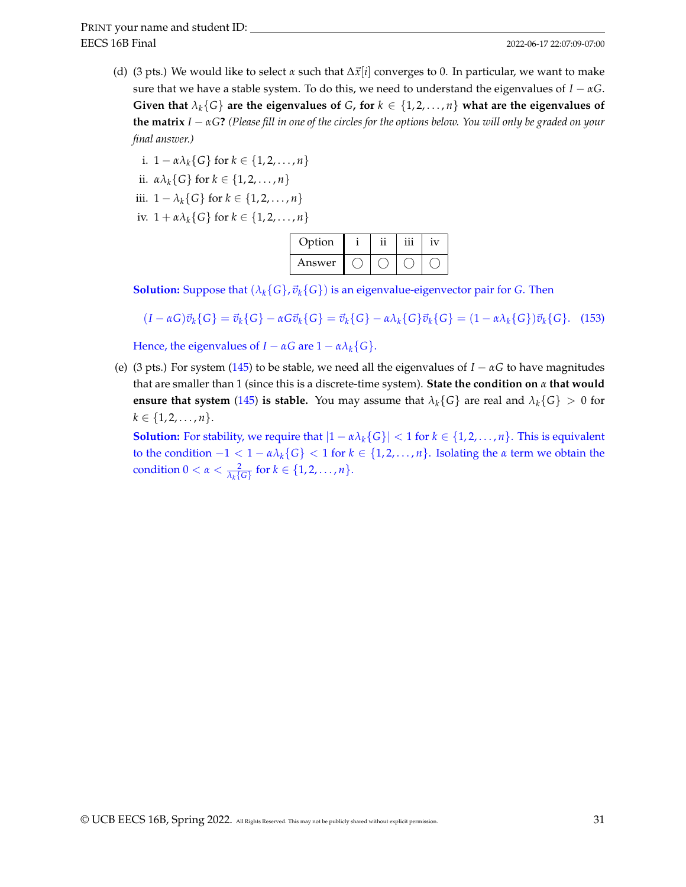(d) (3 pts.) We would like to select $\alpha$ such that $\Delta\vec{x}[i]$ converges to 0. In particular, we want to make sure that we have a stable system. To do this, we need to understand the eigenvalues of $I - \alpha G$. **Given that $\lambda_k\{G\}$ are the eigenvalues of $G$, for $k \in \{1, 2, \ldots, n\}$ what are the eigenvalues of the matrix $I - \alpha G$?** *(Please fill in one of the circles for the options below. You will only be graded on your final answer.)*

   i. $1 - \alpha\lambda_k\{G\}$ for $k \in \{1, 2, \ldots, n\}$

   ii. $\alpha\lambda_k\{G\}$ for $k \in \{1, 2, \ldots, n\}$

   iii. $1 - \lambda_k\{G\}$ for $k \in \{1, 2, \ldots, n\}$

   iv. $1 + \alpha\lambda_k\{G\}$ for $k \in \{1, 2, \ldots, n\}$

| Option | i | ii | iii | iv |
|---|---|---|---|---|
| Answer | ◯ | ◯ | ◯ | ◯ |

**Solution:** Suppose that $(\lambda_k\{G\}, \vec{v}_k\{G\})$ is an eigenvalue-eigenvector pair for $G$. Then

$$(I - \alpha G)\vec{v}_k\{G\} = \vec{v}_k\{G\} - \alpha G\vec{v}_k\{G\} = \vec{v}_k\{G\} - \alpha\lambda_k\{G\}\vec{v}_k\{G\} = (1 - \alpha\lambda_k\{G\})\vec{v}_k\{G\}. \quad (153)$$

Hence, the eigenvalues of $I - \alpha G$ are $1 - \alpha\lambda_k\{G\}$.

(e) (3 pts.) For system (145) to be stable, we need all the eigenvalues of $I - \alpha G$ to have magnitudes that are smaller than 1 (since this is a discrete-time system). **State the condition on $\alpha$ that would ensure that system (145) is stable.** You may assume that $\lambda_k\{G\}$ are real and $\lambda_k\{G\} > 0$ for $k \in \{1, 2, \ldots, n\}$.

**Solution:** For stability, we require that $|1 - \alpha\lambda_k\{G\}| < 1$ for $k \in \{1, 2, \ldots, n\}$. This is equivalent to the condition $-1 < 1 - \alpha\lambda_k\{G\} < 1$ for $k \in \{1, 2, \ldots, n\}$. Isolating the $\alpha$ term we obtain the condition $0 < \alpha < \frac{2}{\lambda_k\{G\}}$ for $k \in \{1, 2, \ldots, n\}$.